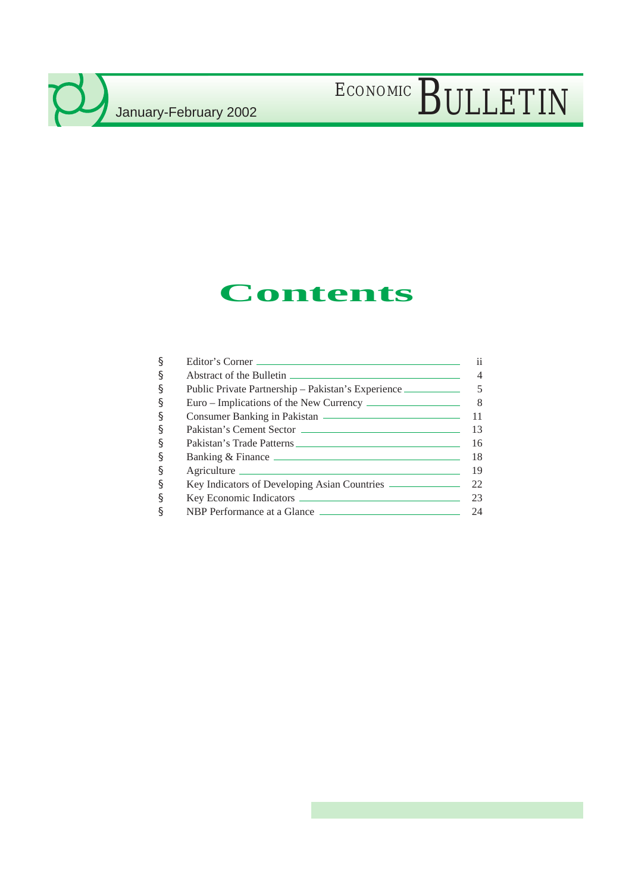# ECONOMIC BULLETIN

January-February 2002

# Contents

| | | |
|---|---|---|
| § | Editor's Corner | ii |
| § | Abstract of the Bulletin | 4 |
| § | Public Private Partnership – Pakistan's Experience | 5 |
| § | Euro – Implications of the New Currency | 8 |
| § | Consumer Banking in Pakistan | 11 |
| § | Pakistan's Cement Sector | 13 |
| § | Pakistan's Trade Patterns | 16 |
| § | Banking & Finance | 18 |
| § | Agriculture | 19 |
| § | Key Indicators of Developing Asian Countries | 22 |
| § | Key Economic Indicators | 23 |
| § | NBP Performance at a Glance | 24 |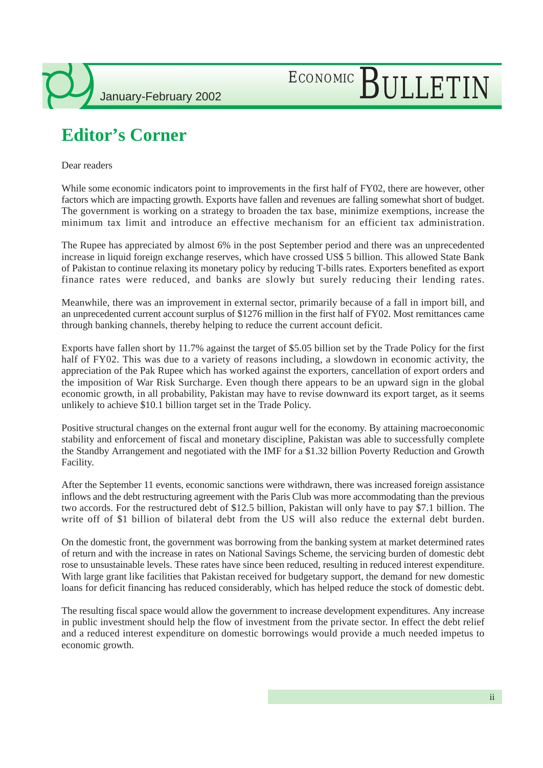# Editor's Corner

Dear readers

While some economic indicators point to improvements in the first half of FY02, there are however, other factors which are impacting growth. Exports have fallen and revenues are falling somewhat short of budget. The government is working on a strategy to broaden the tax base, minimize exemptions, increase the minimum tax limit and introduce an effective mechanism for an efficient tax administration.

The Rupee has appreciated by almost 6% in the post September period and there was an unprecedented increase in liquid foreign exchange reserves, which have crossed US$ 5 billion. This allowed State Bank of Pakistan to continue relaxing its monetary policy by reducing T-bills rates. Exporters benefited as export finance rates were reduced, and banks are slowly but surely reducing their lending rates.

Meanwhile, there was an improvement in external sector, primarily because of a fall in import bill, and an unprecedented current account surplus of $1276 million in the first half of FY02. Most remittances came through banking channels, thereby helping to reduce the current account deficit.

Exports have fallen short by 11.7% against the target of $5.05 billion set by the Trade Policy for the first half of FY02. This was due to a variety of reasons including, a slowdown in economic activity, the appreciation of the Pak Rupee which has worked against the exporters, cancellation of export orders and the imposition of War Risk Surcharge. Even though there appears to be an upward sign in the global economic growth, in all probability, Pakistan may have to revise downward its export target, as it seems unlikely to achieve $10.1 billion target set in the Trade Policy.

Positive structural changes on the external front augur well for the economy. By attaining macroeconomic stability and enforcement of fiscal and monetary discipline, Pakistan was able to successfully complete the Standby Arrangement and negotiated with the IMF for a $1.32 billion Poverty Reduction and Growth Facility.

After the September 11 events, economic sanctions were withdrawn, there was increased foreign assistance inflows and the debt restructuring agreement with the Paris Club was more accommodating than the previous two accords. For the restructured debt of $12.5 billion, Pakistan will only have to pay $7.1 billion. The write off of $1 billion of bilateral debt from the US will also reduce the external debt burden.

On the domestic front, the government was borrowing from the banking system at market determined rates of return and with the increase in rates on National Savings Scheme, the servicing burden of domestic debt rose to unsustainable levels. These rates have since been reduced, resulting in reduced interest expenditure. With large grant like facilities that Pakistan received for budgetary support, the demand for new domestic loans for deficit financing has reduced considerably, which has helped reduce the stock of domestic debt.

The resulting fiscal space would allow the government to increase development expenditures. Any increase in public investment should help the flow of investment from the private sector. In effect the debt relief and a reduced interest expenditure on domestic borrowings would provide a much needed impetus to economic growth.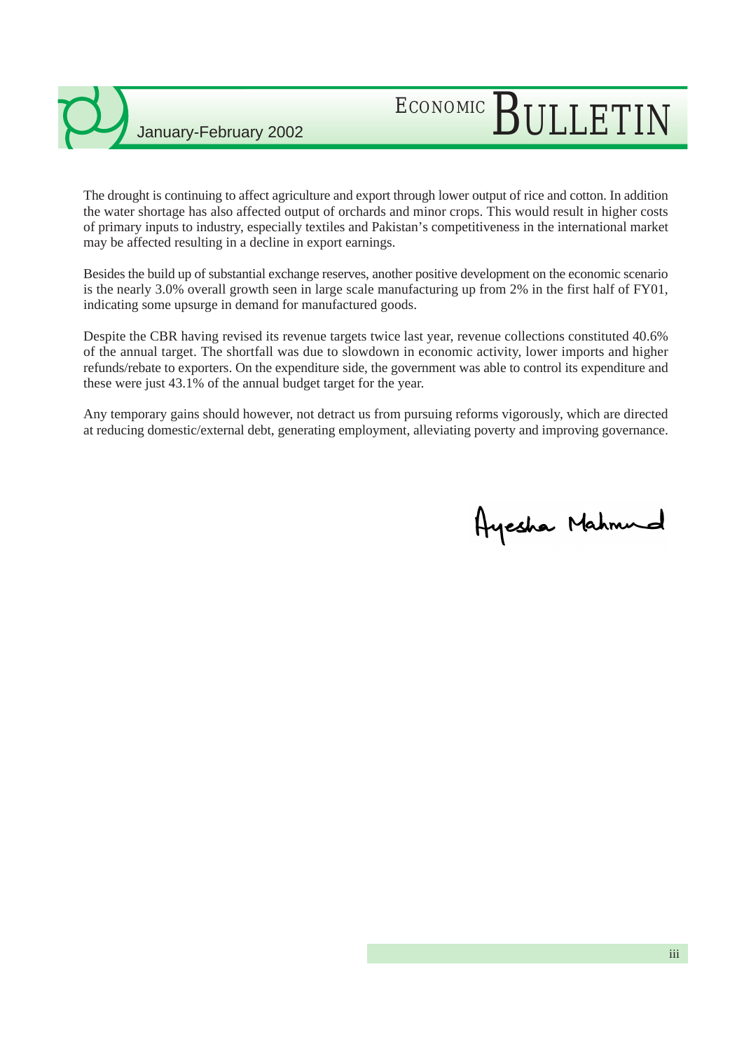The drought is continuing to affect agriculture and export through lower output of rice and cotton. In addition the water shortage has also affected output of orchards and minor crops. This would result in higher costs of primary inputs to industry, especially textiles and Pakistan's competitiveness in the international market may be affected resulting in a decline in export earnings.

Besides the build up of substantial exchange reserves, another positive development on the economic scenario is the nearly 3.0% overall growth seen in large scale manufacturing up from 2% in the first half of FY01, indicating some upsurge in demand for manufactured goods.

Despite the CBR having revised its revenue targets twice last year, revenue collections constituted 40.6% of the annual target. The shortfall was due to slowdown in economic activity, lower imports and higher refunds/rebate to exporters. On the expenditure side, the government was able to control its expenditure and these were just 43.1% of the annual budget target for the year.

Any temporary gains should however, not detract us from pursuing reforms vigorously, which are directed at reducing domestic/external debt, generating employment, alleviating poverty and improving governance.

Ayesha Mahmud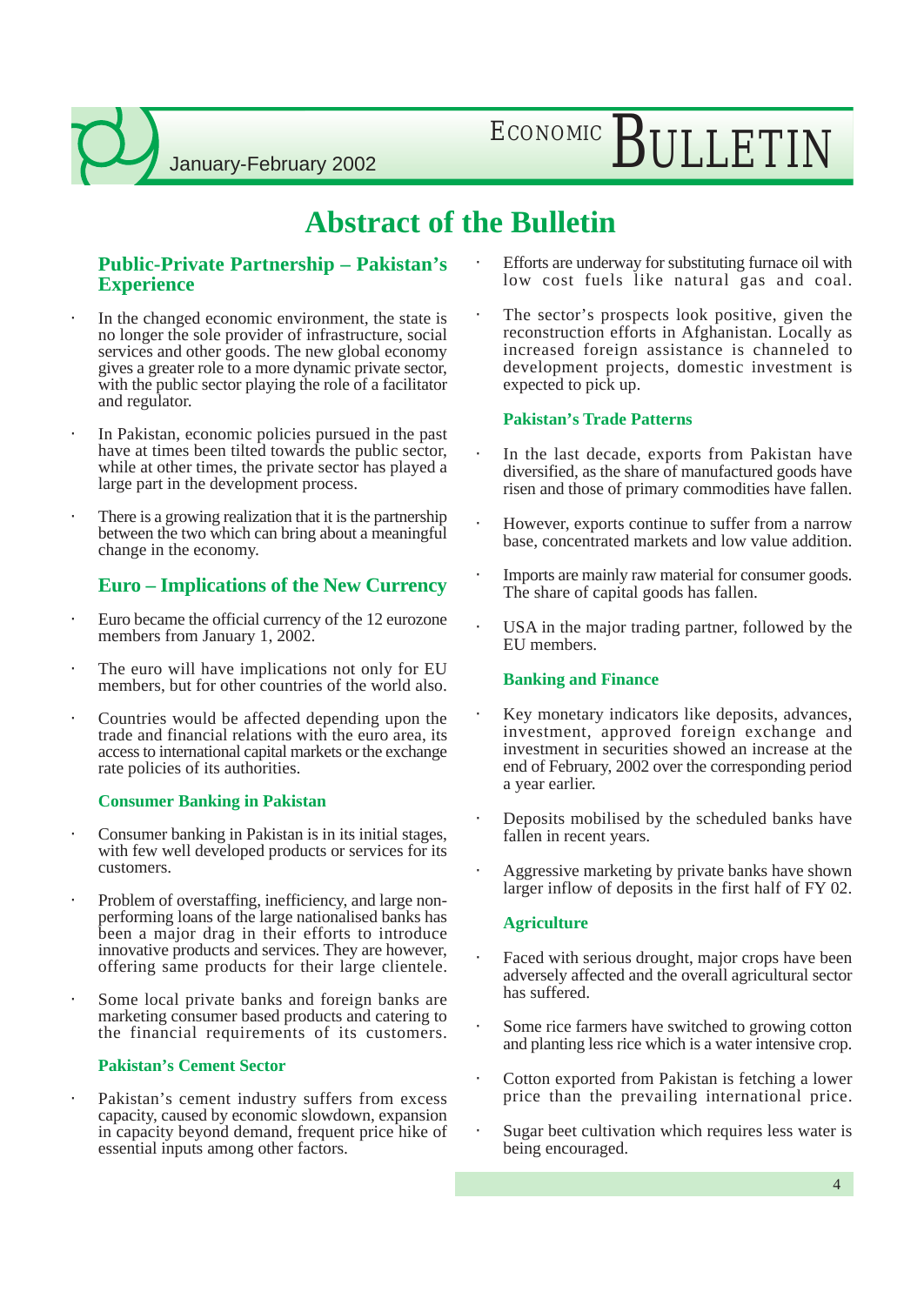# Abstract of the Bulletin

## Public-Private Partnership – Pakistan's Experience

- In the changed economic environment, the state is no longer the sole provider of infrastructure, social services and other goods. The new global economy gives a greater role to a more dynamic private sector, with the public sector playing the role of a facilitator and regulator.
- In Pakistan, economic policies pursued in the past have at times been tilted towards the public sector, while at other times, the private sector has played a large part in the development process.
- There is a growing realization that it is the partnership between the two which can bring about a meaningful change in the economy.

## Euro – Implications of the New Currency

- Euro became the official currency of the 12 eurozone members from January 1, 2002.
- The euro will have implications not only for EU members, but for other countries of the world also.
- Countries would be affected depending upon the trade and financial relations with the euro area, its access to international capital markets or the exchange rate policies of its authorities.

### Consumer Banking in Pakistan

- Consumer banking in Pakistan is in its initial stages, with few well developed products or services for its customers.
- Problem of overstaffing, inefficiency, and large non-performing loans of the large nationalised banks has been a major drag in their efforts to introduce innovative products and services. They are however, offering same products for their large clientele.
- Some local private banks and foreign banks are marketing consumer based products and catering to the financial requirements of its customers.

### Pakistan's Cement Sector

- Pakistan's cement industry suffers from excess capacity, caused by economic slowdown, expansion in capacity beyond demand, frequent price hike of essential inputs among other factors.
- Efforts are underway for substituting furnace oil with low cost fuels like natural gas and coal.
- The sector's prospects look positive, given the reconstruction efforts in Afghanistan. Locally as increased foreign assistance is channeled to development projects, domestic investment is expected to pick up.

### Pakistan's Trade Patterns

- In the last decade, exports from Pakistan have diversified, as the share of manufactured goods have risen and those of primary commodities have fallen.
- However, exports continue to suffer from a narrow base, concentrated markets and low value addition.
- Imports are mainly raw material for consumer goods. The share of capital goods has fallen.
- USA in the major trading partner, followed by the EU members.

### Banking and Finance

- Key monetary indicators like deposits, advances, investment, approved foreign exchange and investment in securities showed an increase at the end of February, 2002 over the corresponding period a year earlier.
- Deposits mobilised by the scheduled banks have fallen in recent years.
- Aggressive marketing by private banks have shown larger inflow of deposits in the first half of FY 02.

### Agriculture

- Faced with serious drought, major crops have been adversely affected and the overall agricultural sector has suffered.
- Some rice farmers have switched to growing cotton and planting less rice which is a water intensive crop.
- Cotton exported from Pakistan is fetching a lower price than the prevailing international price.
- Sugar beet cultivation which requires less water is being encouraged.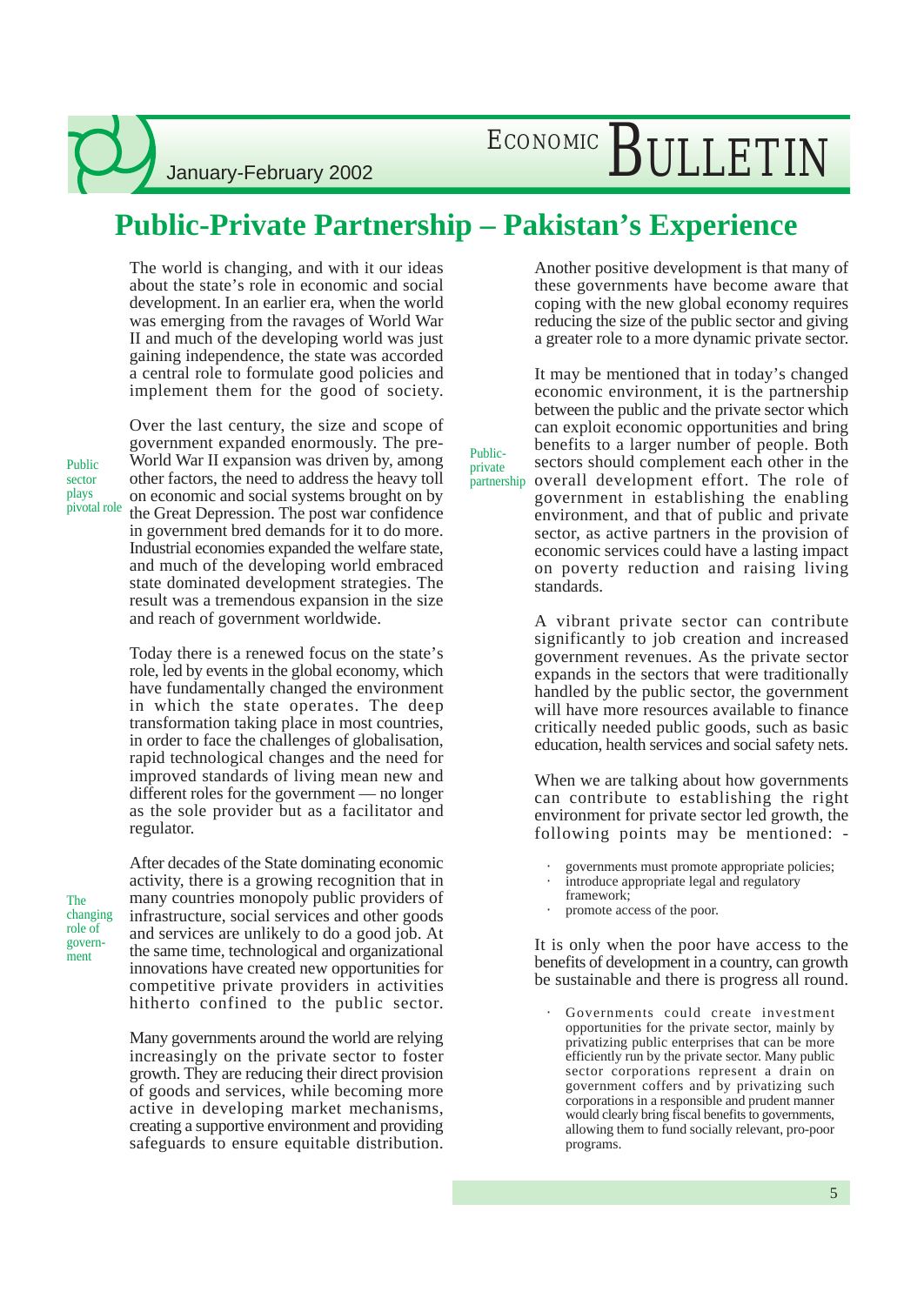# Public-Private Partnership – Pakistan's Experience

The world is changing, and with it our ideas about the state's role in economic and social development. In an earlier era, when the world was emerging from the ravages of World War II and much of the developing world was just gaining independence, the state was accorded a central role to formulate good policies and implement them for the good of society.

*Public sector plays pivotal role*

Over the last century, the size and scope of government expanded enormously. The pre-World War II expansion was driven by, among other factors, the need to address the heavy toll on economic and social systems brought on by the Great Depression. The post war confidence in government bred demands for it to do more. Industrial economies expanded the welfare state, and much of the developing world embraced state dominated development strategies. The result was a tremendous expansion in the size and reach of government worldwide.

Today there is a renewed focus on the state's role, led by events in the global economy, which have fundamentally changed the environment in which the state operates. The deep transformation taking place in most countries, in order to face the challenges of globalisation, rapid technological changes and the need for improved standards of living mean new and different roles for the government — no longer as the sole provider but as a facilitator and regulator.

*The changing role of government*

After decades of the State dominating economic activity, there is a growing recognition that in many countries monopoly public providers of infrastructure, social services and other goods and services are unlikely to do a good job. At the same time, technological and organizational innovations have created new opportunities for competitive private providers in activities hitherto confined to the public sector.

Many governments around the world are relying increasingly on the private sector to foster growth. They are reducing their direct provision of goods and services, while becoming more active in developing market mechanisms, creating a supportive environment and providing safeguards to ensure equitable distribution.

Another positive development is that many of these governments have become aware that coping with the new global economy requires reducing the size of the public sector and giving a greater role to a more dynamic private sector.

*Public-private partnership*

It may be mentioned that in today's changed economic environment, it is the partnership between the public and the private sector which can exploit economic opportunities and bring benefits to a larger number of people. Both sectors should complement each other in the overall development effort. The role of government in establishing the enabling environment, and that of public and private sector, as active partners in the provision of economic services could have a lasting impact on poverty reduction and raising living standards.

A vibrant private sector can contribute significantly to job creation and increased government revenues. As the private sector expands in the sectors that were traditionally handled by the public sector, the government will have more resources available to finance critically needed public goods, such as basic education, health services and social safety nets.

When we are talking about how governments can contribute to establishing the right environment for private sector led growth, the following points may be mentioned: -

- governments must promote appropriate policies;
- introduce appropriate legal and regulatory framework;
- promote access of the poor.

It is only when the poor have access to the benefits of development in a country, can growth be sustainable and there is progress all round.

- Governments could create investment opportunities for the private sector, mainly by privatizing public enterprises that can be more efficiently run by the private sector. Many public sector corporations represent a drain on government coffers and by privatizing such corporations in a responsible and prudent manner would clearly bring fiscal benefits to governments, allowing them to fund socially relevant, pro-poor programs.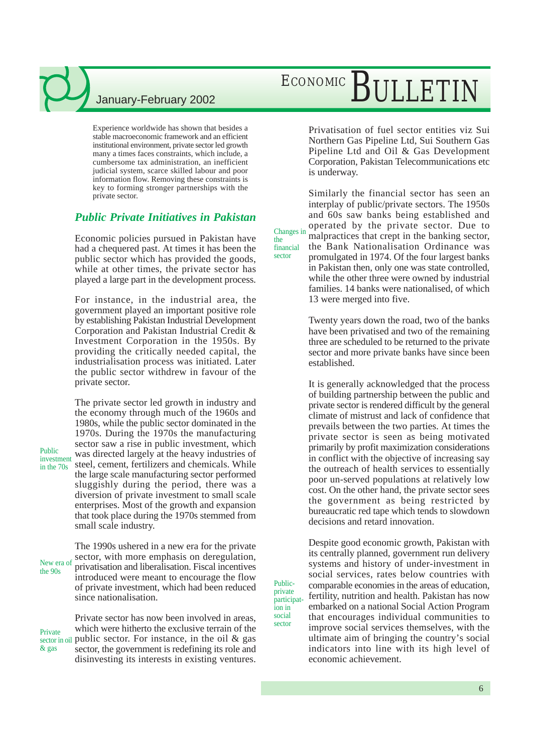Experience worldwide has shown that besides a stable macroeconomic framework and an efficient institutional environment, private sector led growth many a times faces constraints, which include, a cumbersome tax administration, an inefficient judicial system, scarce skilled labour and poor information flow. Removing these constraints is key to forming stronger partnerships with the private sector.

## *Public Private Initiatives in Pakistan*

Economic policies pursued in Pakistan have had a chequered past. At times it has been the public sector which has provided the goods, while at other times, the private sector has played a large part in the development process.

For instance, in the industrial area, the government played an important positive role by establishing Pakistan Industrial Development Corporation and Pakistan Industrial Credit & Investment Corporation in the 1950s. By providing the critically needed capital, the industrialisation process was initiated. Later the public sector withdrew in favour of the private sector.

*Public investment in the 70s*

The private sector led growth in industry and the economy through much of the 1960s and 1980s, while the public sector dominated in the 1970s. During the 1970s the manufacturing sector saw a rise in public investment, which was directed largely at the heavy industries of steel, cement, fertilizers and chemicals. While the large scale manufacturing sector performed sluggishly during the period, there was a diversion of private investment to small scale enterprises. Most of the growth and expansion that took place during the 1970s stemmed from small scale industry.

*New era of the 90s*

The 1990s ushered in a new era for the private sector, with more emphasis on deregulation, privatisation and liberalisation. Fiscal incentives introduced were meant to encourage the flow of private investment, which had been reduced since nationalisation.

*Private sector in oil & gas*

Private sector has now been involved in areas, which were hitherto the exclusive terrain of the public sector. For instance, in the oil & gas sector, the government is redefining its role and disinvesting its interests in existing ventures. Privatisation of fuel sector entities viz Sui Northern Gas Pipeline Ltd, Sui Southern Gas Pipeline Ltd and Oil & Gas Development Corporation, Pakistan Telecommunications etc is underway.

*Changes in the financial sector*

Similarly the financial sector has seen an interplay of public/private sectors. The 1950s and 60s saw banks being established and operated by the private sector. Due to malpractices that crept in the banking sector, the Bank Nationalisation Ordinance was promulgated in 1974. Of the four largest banks in Pakistan then, only one was state controlled, while the other three were owned by industrial families. 14 banks were nationalised, of which 13 were merged into five.

Twenty years down the road, two of the banks have been privatised and two of the remaining three are scheduled to be returned to the private sector and more private banks have since been established.

It is generally acknowledged that the process of building partnership between the public and private sector is rendered difficult by the general climate of mistrust and lack of confidence that prevails between the two parties. At times the private sector is seen as being motivated primarily by profit maximization considerations in conflict with the objective of increasing say the outreach of health services to essentially poor un-served populations at relatively low cost. On the other hand, the private sector sees the government as being restricted by bureaucratic red tape which tends to slowdown decisions and retard innovation.

*Public-private participation in social sector*

Despite good economic growth, Pakistan with its centrally planned, government run delivery systems and history of under-investment in social services, rates below countries with comparable economies in the areas of education, fertility, nutrition and health. Pakistan has now embarked on a national Social Action Program that encourages individual communities to improve social services themselves, with the ultimate aim of bringing the country's social indicators into line with its high level of economic achievement.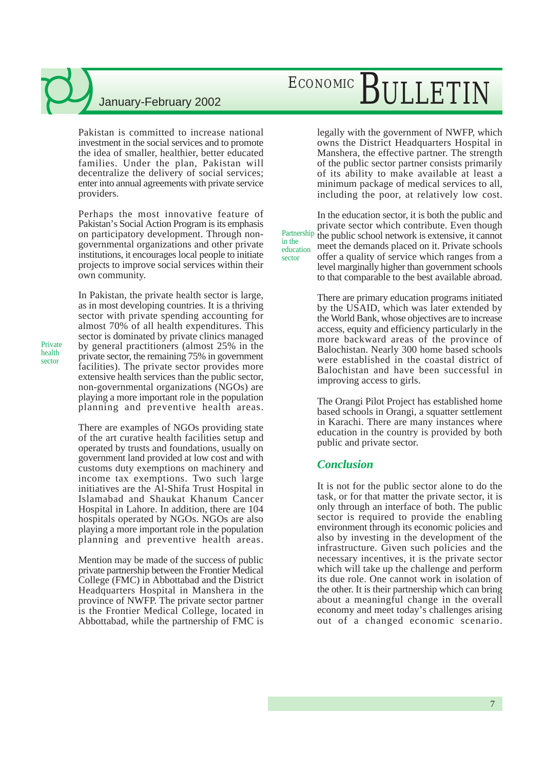Pakistan is committed to increase national investment in the social services and to promote the idea of smaller, healthier, better educated families. Under the plan, Pakistan will decentralize the delivery of social services; enter into annual agreements with private service providers.

Perhaps the most innovative feature of Pakistan's Social Action Program is its emphasis on participatory development. Through non-governmental organizations and other private institutions, it encourages local people to initiate projects to improve social services within their own community.

*Private health sector*

In Pakistan, the private health sector is large, as in most developing countries. It is a thriving sector with private spending accounting for almost 70% of all health expenditures. This sector is dominated by private clinics managed by general practitioners (almost 25% in the private sector, the remaining 75% in government facilities). The private sector provides more extensive health services than the public sector, non-governmental organizations (NGOs) are playing a more important role in the population planning and preventive health areas.

There are examples of NGOs providing state of the art curative health facilities setup and operated by trusts and foundations, usually on government land provided at low cost and with customs duty exemptions on machinery and income tax exemptions. Two such large initiatives are the Al-Shifa Trust Hospital in Islamabad and Shaukat Khanum Cancer Hospital in Lahore. In addition, there are 104 hospitals operated by NGOs. NGOs are also playing a more important role in the population planning and preventive health areas.

Mention may be made of the success of public private partnership between the Frontier Medical College (FMC) in Abbottabad and the District Headquarters Hospital in Manshera in the province of NWFP. The private sector partner is the Frontier Medical College, located in Abbottabad, while the partnership of FMC is legally with the government of NWFP, which owns the District Headquarters Hospital in Manshera, the effective partner. The strength of the public sector partner consists primarily of its ability to make available at least a minimum package of medical services to all, including the poor, at relatively low cost.

*Partnership in the education sector*

In the education sector, it is both the public and private sector which contribute. Even though the public school network is extensive, it cannot meet the demands placed on it. Private schools offer a quality of service which ranges from a level marginally higher than government schools to that comparable to the best available abroad.

There are primary education programs initiated by the USAID, which was later extended by the World Bank, whose objectives are to increase access, equity and efficiency particularly in the more backward areas of the province of Balochistan. Nearly 300 home based schools were established in the coastal district of Balochistan and have been successful in improving access to girls.

The Orangi Pilot Project has established home based schools in Orangi, a squatter settlement in Karachi. There are many instances where education in the country is provided by both public and private sector.

## *Conclusion*

It is not for the public sector alone to do the task, or for that matter the private sector, it is only through an interface of both. The public sector is required to provide the enabling environment through its economic policies and also by investing in the development of the infrastructure. Given such policies and the necessary incentives, it is the private sector which will take up the challenge and perform its due role. One cannot work in isolation of the other. It is their partnership which can bring about a meaningful change in the overall economy and meet today's challenges arising out of a changed economic scenario.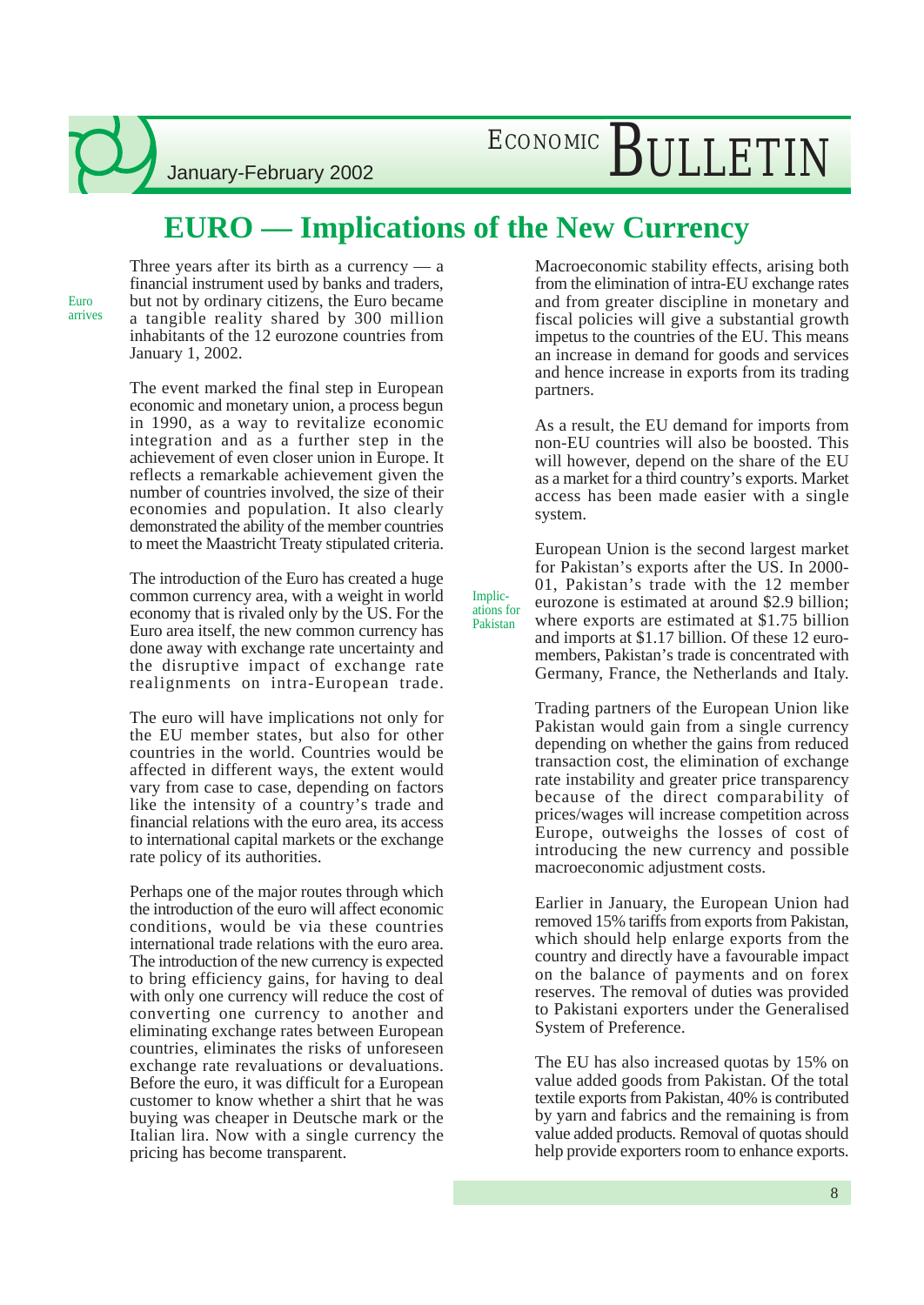# EURO — Implications of the New Currency

Euro arrives

Three years after its birth as a currency — a financial instrument used by banks and traders, but not by ordinary citizens, the Euro became a tangible reality shared by 300 million inhabitants of the 12 eurozone countries from January 1, 2002.

The event marked the final step in European economic and monetary union, a process begun in 1990, as a way to revitalize economic integration and as a further step in the achievement of even closer union in Europe. It reflects a remarkable achievement given the number of countries involved, the size of their economies and population. It also clearly demonstrated the ability of the member countries to meet the Maastricht Treaty stipulated criteria.

The introduction of the Euro has created a huge common currency area, with a weight in world economy that is rivaled only by the US. For the Euro area itself, the new common currency has done away with exchange rate uncertainty and the disruptive impact of exchange rate realignments on intra-European trade.

The euro will have implications not only for the EU member states, but also for other countries in the world. Countries would be affected in different ways, the extent would vary from case to case, depending on factors like the intensity of a country's trade and financial relations with the euro area, its access to international capital markets or the exchange rate policy of its authorities.

Perhaps one of the major routes through which the introduction of the euro will affect economic conditions, would be via these countries international trade relations with the euro area. The introduction of the new currency is expected to bring efficiency gains, for having to deal with only one currency will reduce the cost of converting one currency to another and eliminating exchange rates between European countries, eliminates the risks of unforeseen exchange rate revaluations or devaluations. Before the euro, it was difficult for a European customer to know whether a shirt that he was buying was cheaper in Deutsche mark or the Italian lira. Now with a single currency the pricing has become transparent.

Macroeconomic stability effects, arising both from the elimination of intra-EU exchange rates and from greater discipline in monetary and fiscal policies will give a substantial growth impetus to the countries of the EU. This means an increase in demand for goods and services and hence increase in exports from its trading partners.

As a result, the EU demand for imports from non-EU countries will also be boosted. This will however, depend on the share of the EU as a market for a third country's exports. Market access has been made easier with a single system.

Implications for Pakistan

European Union is the second largest market for Pakistan's exports after the US. In 2000-01, Pakistan's trade with the 12 member eurozone is estimated at around $2.9 billion; where exports are estimated at $1.75 billion and imports at $1.17 billion. Of these 12 euro-members, Pakistan's trade is concentrated with Germany, France, the Netherlands and Italy.

Trading partners of the European Union like Pakistan would gain from a single currency depending on whether the gains from reduced transaction cost, the elimination of exchange rate instability and greater price transparency because of the direct comparability of prices/wages will increase competition across Europe, outweighs the losses of cost of introducing the new currency and possible macroeconomic adjustment costs.

Earlier in January, the European Union had removed 15% tariffs from exports from Pakistan, which should help enlarge exports from the country and directly have a favourable impact on the balance of payments and on forex reserves. The removal of duties was provided to Pakistani exporters under the Generalised System of Preference.

The EU has also increased quotas by 15% on value added goods from Pakistan. Of the total textile exports from Pakistan, 40% is contributed by yarn and fabrics and the remaining is from value added products. Removal of quotas should help provide exporters room to enhance exports.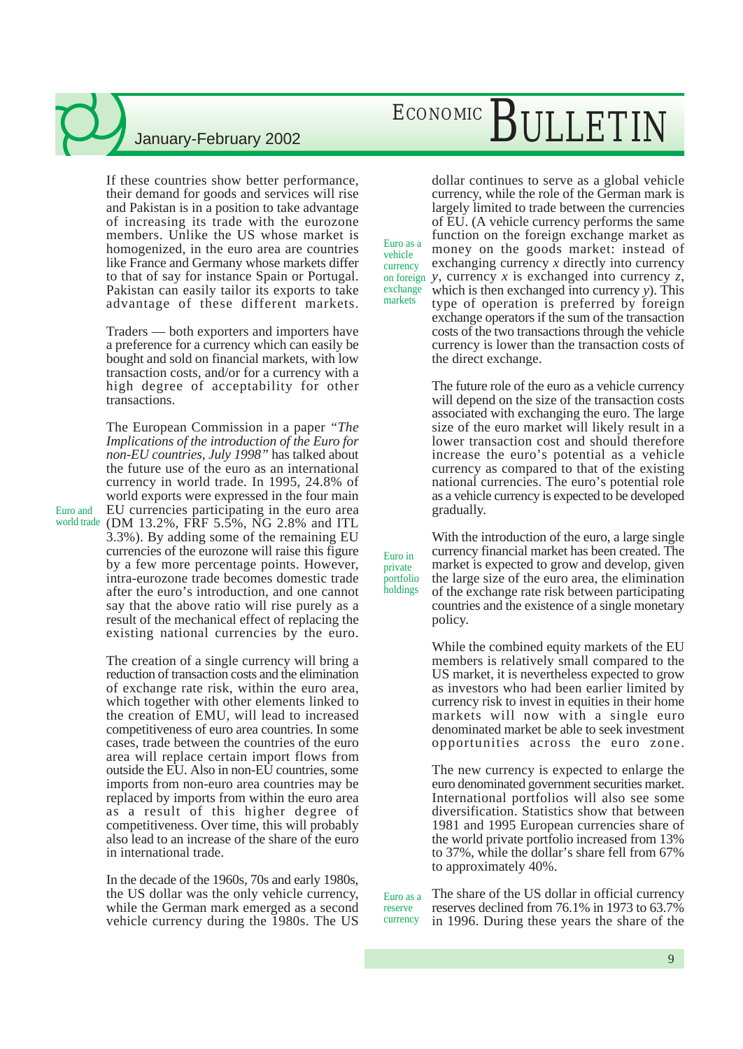If these countries show better performance, their demand for goods and services will rise and Pakistan is in a position to take advantage of increasing its trade with the eurozone members. Unlike the US whose market is homogenized, in the euro area are countries like France and Germany whose markets differ to that of say for instance Spain or Portugal. Pakistan can easily tailor its exports to take advantage of these different markets.

Traders — both exporters and importers have a preference for a currency which can easily be bought and sold on financial markets, with low transaction costs, and/or for a currency with a high degree of acceptability for other transactions.

**Euro and world trade**

The European Commission in a paper *"The Implications of the introduction of the Euro for non-EU countries, July 1998"* has talked about the future use of the euro as an international currency in world trade. In 1995, 24.8% of world exports were expressed in the four main EU currencies participating in the euro area (DM 13.2%, FRF 5.5%, NG 2.8% and ITL 3.3%). By adding some of the remaining EU currencies of the eurozone will raise this figure by a few more percentage points. However, intra-eurozone trade becomes domestic trade after the euro's introduction, and one cannot say that the above ratio will rise purely as a result of the mechanical effect of replacing the existing national currencies by the euro.

The creation of a single currency will bring a reduction of transaction costs and the elimination of exchange rate risk, within the euro area, which together with other elements linked to the creation of EMU, will lead to increased competitiveness of euro area countries. In some cases, trade between the countries of the euro area will replace certain import flows from outside the EU. Also in non-EU countries, some imports from non-euro area countries may be replaced by imports from within the euro area as a result of this higher degree of competitiveness. Over time, this will probably also lead to an increase of the share of the euro in international trade.

In the decade of the 1960s, 70s and early 1980s, the US dollar was the only vehicle currency, while the German mark emerged as a second vehicle currency during the 1980s. The US dollar continues to serve as a global vehicle currency, while the role of the German mark is largely limited to trade between the currencies of EU. (A vehicle currency performs the same function on the foreign exchange market as money on the goods market: instead of exchanging currency *x* directly into currency *y*, currency *x* is exchanged into currency *z*, which is then exchanged into currency *y*). This type of operation is preferred by foreign exchange operators if the sum of the transaction costs of the two transactions through the vehicle currency is lower than the transaction costs of the direct exchange.

**Euro as a vehicle currency on foreign exchange markets**

The future role of the euro as a vehicle currency will depend on the size of the transaction costs associated with exchanging the euro. The large size of the euro market will likely result in a lower transaction cost and should therefore increase the euro's potential as a vehicle currency as compared to that of the existing national currencies. The euro's potential role as a vehicle currency is expected to be developed gradually.

**Euro in private portfolio holdings**

With the introduction of the euro, a large single currency financial market has been created. The market is expected to grow and develop, given the large size of the euro area, the elimination of the exchange rate risk between participating countries and the existence of a single monetary policy.

While the combined equity markets of the EU members is relatively small compared to the US market, it is nevertheless expected to grow as investors who had been earlier limited by currency risk to invest in equities in their home markets will now with a single euro denominated market be able to seek investment opportunities across the euro zone.

The new currency is expected to enlarge the euro denominated government securities market. International portfolios will also see some diversification. Statistics show that between 1981 and 1995 European currencies share of the world private portfolio increased from 13% to 37%, while the dollar's share fell from 67% to approximately 40%.

**Euro as a reserve currency**

The share of the US dollar in official currency reserves declined from 76.1% in 1973 to 63.7% in 1996. During these years the share of the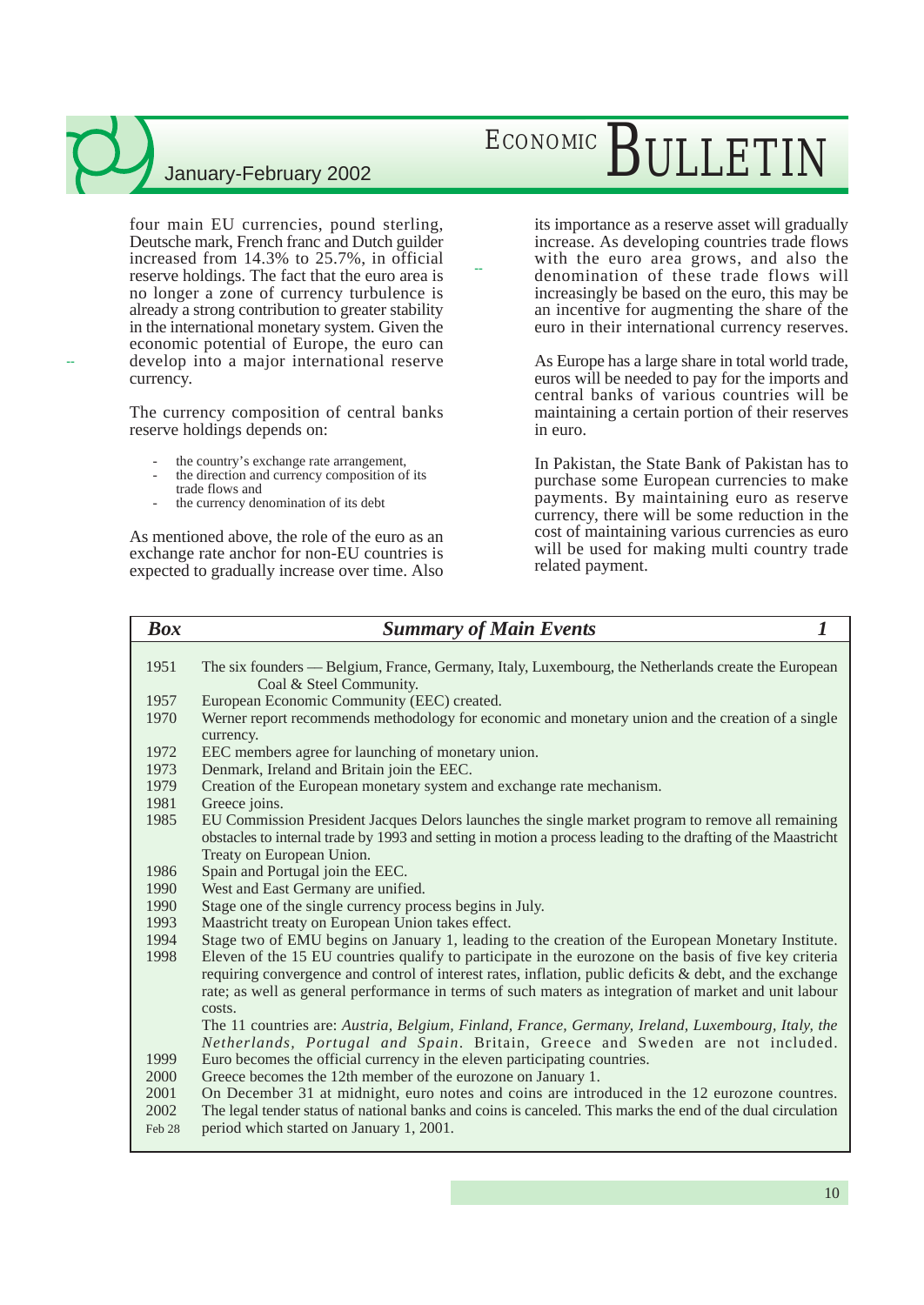four main EU currencies, pound sterling, Deutsche mark, French franc and Dutch guilder increased from 14.3% to 25.7%, in official reserve holdings. The fact that the euro area is no longer a zone of currency turbulence is already a strong contribution to greater stability in the international monetary system. Given the economic potential of Europe, the euro can develop into a major international reserve currency.

The currency composition of central banks reserve holdings depends on:

- the country's exchange rate arrangement,
- the direction and currency composition of its trade flows and
- the currency denomination of its debt

As mentioned above, the role of the euro as an exchange rate anchor for non-EU countries is expected to gradually increase over time. Also its importance as a reserve asset will gradually increase. As developing countries trade flows with the euro area grows, and also the denomination of these trade flows will increasingly be based on the euro, this may be an incentive for augmenting the share of the euro in their international currency reserves.

As Europe has a large share in total world trade, euros will be needed to pay for the imports and central banks of various countries will be maintaining a certain portion of their reserves in euro.

In Pakistan, the State Bank of Pakistan has to purchase some European currencies to make payments. By maintaining euro as reserve currency, there will be some reduction in the cost of maintaining various currencies as euro will be used for making multi country trade related payment.

| ***Box*** | ***Summary of Main Events*** ***1*** |
|---|---|
| 1951 | The six founders — Belgium, France, Germany, Italy, Luxembourg, the Netherlands create the European Coal & Steel Community. |
| 1957 | European Economic Community (EEC) created. |
| 1970 | Werner report recommends methodology for economic and monetary union and the creation of a single currency. |
| 1972 | EEC members agree for launching of monetary union. |
| 1973 | Denmark, Ireland and Britain join the EEC. |
| 1979 | Creation of the European monetary system and exchange rate mechanism. |
| 1981 | Greece joins. |
| 1985 | EU Commission President Jacques Delors launches the single market program to remove all remaining obstacles to internal trade by 1993 and setting in motion a process leading to the drafting of the Maastricht Treaty on European Union. |
| 1986 | Spain and Portugal join the EEC. |
| 1990 | West and East Germany are unified. |
| 1990 | Stage one of the single currency process begins in July. |
| 1993 | Maastricht treaty on European Union takes effect. |
| 1994 | Stage two of EMU begins on January 1, leading to the creation of the European Monetary Institute. |
| 1998 | Eleven of the 15 EU countries qualify to participate in the eurozone on the basis of five key criteria requiring convergence and control of interest rates, inflation, public deficits & debt, and the exchange rate; as well as general performance in terms of such maters as integration of market and unit labour costs. The 11 countries are: *Austria, Belgium, Finland, France, Germany, Ireland, Luxembourg, Italy, the Netherlands, Portugal and Spain*. Britain, Greece and Sweden are not included. |
| 1999 | Euro becomes the official currency in the eleven participating countries. |
| 2000 | Greece becomes the 12th member of the eurozone on January 1. |
| 2001 | On December 31 at midnight, euro notes and coins are introduced in the 12 eurozone countres. |
| 2002 Feb 28 | The legal tender status of national banks and coins is canceled. This marks the end of the dual circulation period which started on January 1, 2001. |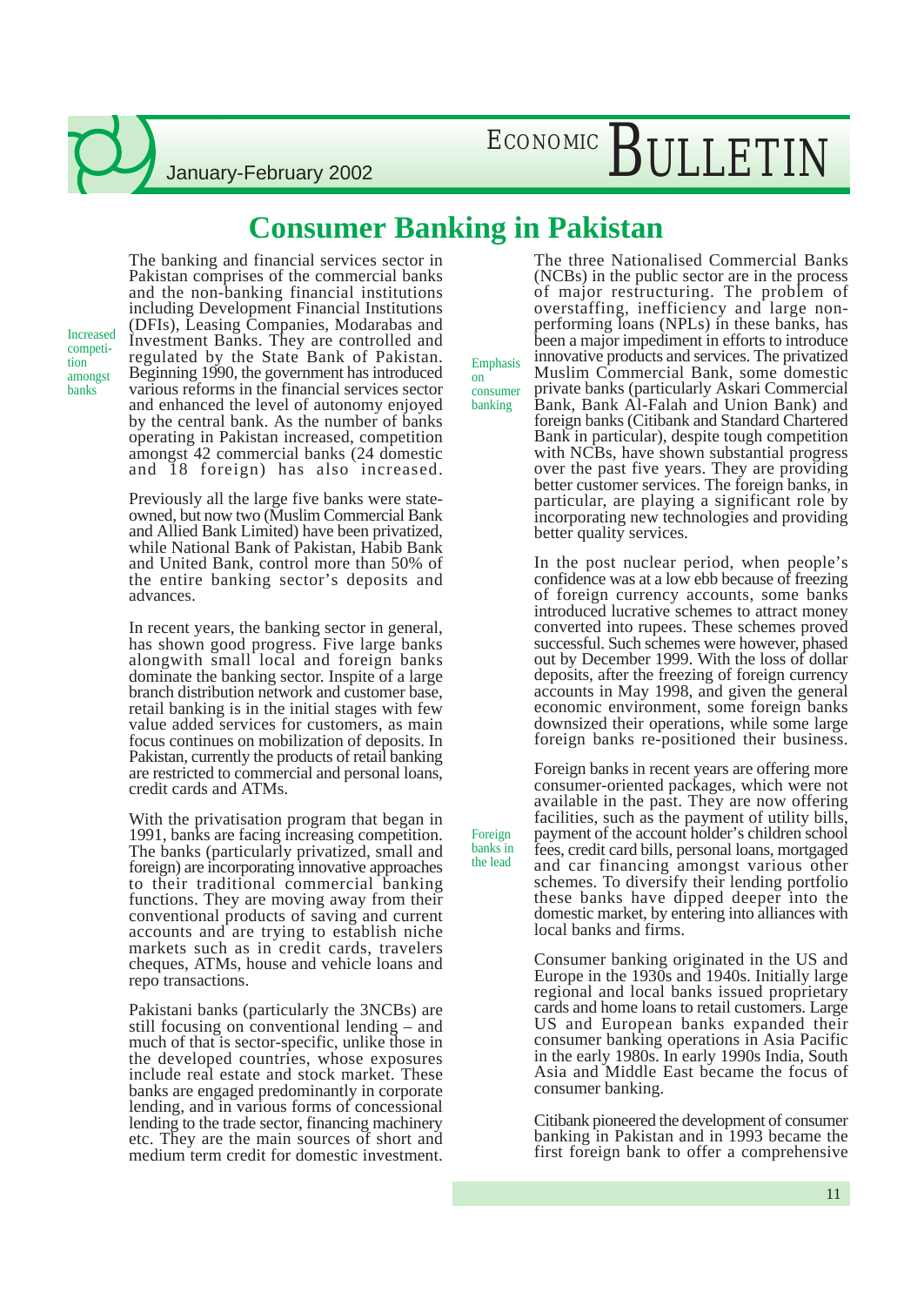# Consumer Banking in Pakistan

*Increased competition amongst banks*

The banking and financial services sector in Pakistan comprises of the commercial banks and the non-banking financial institutions including Development Financial Institutions (DFIs), Leasing Companies, Modarabas and Investment Banks. They are controlled and regulated by the State Bank of Pakistan. Beginning 1990, the government has introduced various reforms in the financial services sector and enhanced the level of autonomy enjoyed by the central bank. As the number of banks operating in Pakistan increased, competition amongst 42 commercial banks (24 domestic and 18 foreign) has also increased.

Previously all the large five banks were state-owned, but now two (Muslim Commercial Bank and Allied Bank Limited) have been privatized, while National Bank of Pakistan, Habib Bank and United Bank, control more than 50% of the entire banking sector's deposits and advances.

In recent years, the banking sector in general, has shown good progress. Five large banks alongwith small local and foreign banks dominate the banking sector. Inspite of a large branch distribution network and customer base, retail banking is in the initial stages with few value added services for customers, as main focus continues on mobilization of deposits. In Pakistan, currently the products of retail banking are restricted to commercial and personal loans, credit cards and ATMs.

With the privatisation program that began in 1991, banks are facing increasing competition. The banks (particularly privatized, small and foreign) are incorporating innovative approaches to their traditional commercial banking functions. They are moving away from their conventional products of saving and current accounts and are trying to establish niche markets such as in credit cards, travelers cheques, ATMs, house and vehicle loans and repo transactions.

Pakistani banks (particularly the 3NCBs) are still focusing on conventional lending – and much of that is sector-specific, unlike those in the developed countries, whose exposures include real estate and stock market. These banks are engaged predominantly in corporate lending, and in various forms of concessional lending to the trade sector, financing machinery etc. They are the main sources of short and medium term credit for domestic investment.

*Emphasis on consumer banking*

The three Nationalised Commercial Banks (NCBs) in the public sector are in the process of major restructuring. The problem of overstaffing, inefficiency and large non-performing loans (NPLs) in these banks, has been a major impediment in efforts to introduce innovative products and services. The privatized Muslim Commercial Bank, some domestic private banks (particularly Askari Commercial Bank, Bank Al-Falah and Union Bank) and foreign banks (Citibank and Standard Chartered Bank in particular), despite tough competition with NCBs, have shown substantial progress over the past five years. They are providing better customer services. The foreign banks, in particular, are playing a significant role by incorporating new technologies and providing better quality services.

In the post nuclear period, when people's confidence was at a low ebb because of freezing of foreign currency accounts, some banks introduced lucrative schemes to attract money converted into rupees. These schemes proved successful. Such schemes were however, phased out by December 1999. With the loss of dollar deposits, after the freezing of foreign currency accounts in May 1998, and given the general economic environment, some foreign banks downsized their operations, while some large foreign banks re-positioned their business.

*Foreign banks in the lead*

Foreign banks in recent years are offering more consumer-oriented packages, which were not available in the past. They are now offering facilities, such as the payment of utility bills, payment of the account holder's children school fees, credit card bills, personal loans, mortgaged and car financing amongst various other schemes. To diversify their lending portfolio these banks have dipped deeper into the domestic market, by entering into alliances with local banks and firms.

Consumer banking originated in the US and Europe in the 1930s and 1940s. Initially large regional and local banks issued proprietary cards and home loans to retail customers. Large US and European banks expanded their consumer banking operations in Asia Pacific in the early 1980s. In early 1990s India, South Asia and Middle East became the focus of consumer banking.

Citibank pioneered the development of consumer banking in Pakistan and in 1993 became the first foreign bank to offer a comprehensive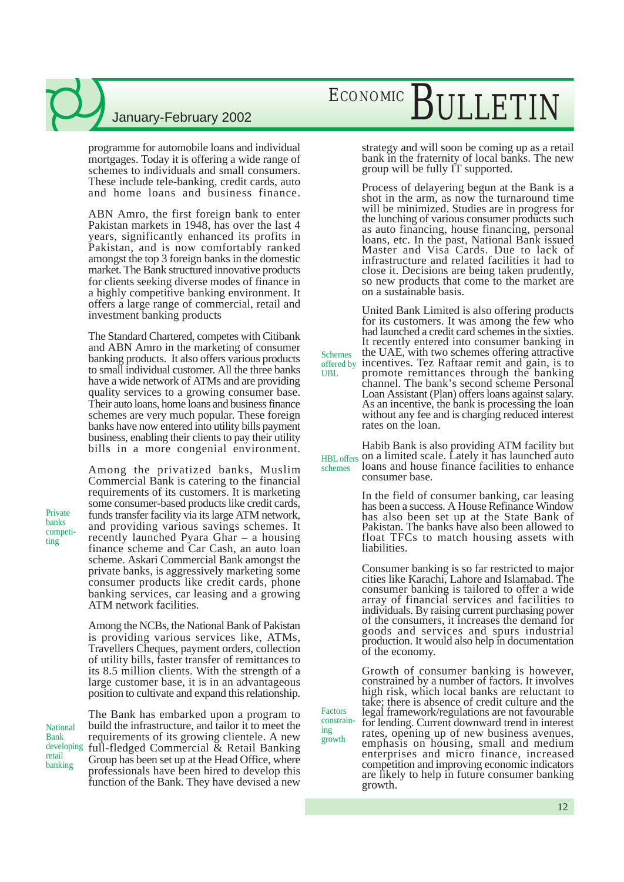programme for automobile loans and individual mortgages. Today it is offering a wide range of schemes to individuals and small consumers. These include tele-banking, credit cards, auto and home loans and business finance.

ABN Amro, the first foreign bank to enter Pakistan markets in 1948, has over the last 4 years, significantly enhanced its profits in Pakistan, and is now comfortably ranked amongst the top 3 foreign banks in the domestic market. The Bank structured innovative products for clients seeking diverse modes of finance in a highly competitive banking environment. It offers a large range of commercial, retail and investment banking products

The Standard Chartered, competes with Citibank and ABN Amro in the marketing of consumer banking products. It also offers various products to small individual customer. All the three banks have a wide network of ATMs and are providing quality services to a growing consumer base. Their auto loans, home loans and business finance schemes are very much popular. These foreign banks have now entered into utility bills payment business, enabling their clients to pay their utility bills in a more congenial environment.

*Private banks competi-ting*

Among the privatized banks, Muslim Commercial Bank is catering to the financial requirements of its customers. It is marketing some consumer-based products like credit cards, funds transfer facility via its large ATM network, and providing various savings schemes. It recently launched Pyara Ghar – a housing finance scheme and Car Cash, an auto loan scheme. Askari Commercial Bank amongst the private banks, is aggressively marketing some consumer products like credit cards, phone banking services, car leasing and a growing ATM network facilities.

Among the NCBs, the National Bank of Pakistan is providing various services like, ATMs, Travellers Cheques, payment orders, collection of utility bills, faster transfer of remittances to its 8.5 million clients. With the strength of a large customer base, it is in an advantageous position to cultivate and expand this relationship.

*National Bank developing retail banking*

The Bank has embarked upon a program to build the infrastructure, and tailor it to meet the requirements of its growing clientele. A new full-fledged Commercial & Retail Banking Group has been set up at the Head Office, where professionals have been hired to develop this function of the Bank. They have devised a new strategy and will soon be coming up as a retail bank in the fraternity of local banks. The new group will be fully IT supported.

Process of delayering begun at the Bank is a shot in the arm, as now the turnaround time will be minimized. Studies are in progress for the lunching of various consumer products such as auto financing, house financing, personal loans, etc. In the past, National Bank issued Master and Visa Cards. Due to lack of infrastructure and related facilities it had to close it. Decisions are being taken prudently, so new products that come to the market are on a sustainable basis.

*Schemes offered by UBL*

United Bank Limited is also offering products for its customers. It was among the few who had launched a credit card schemes in the sixties. It recently entered into consumer banking in the UAE, with two schemes offering attractive incentives. Tez Raftaar remit and gain, is to promote remittances through the banking channel. The bank's second scheme Personal Loan Assistant (Plan) offers loans against salary. As an incentive, the bank is processing the loan without any fee and is charging reduced interest rates on the loan.

*HBL offers schemes*

Habib Bank is also providing ATM facility but on a limited scale. Lately it has launched auto loans and house finance facilities to enhance consumer base.

In the field of consumer banking, car leasing has been a success. A House Refinance Window has also been set up at the State Bank of Pakistan. The banks have also been allowed to float TFCs to match housing assets with liabilities.

Consumer banking is so far restricted to major cities like Karachi, Lahore and Islamabad. The consumer banking is tailored to offer a wide array of financial services and facilities to individuals. By raising current purchasing power of the consumers, it increases the demand for goods and services and spurs industrial production. It would also help in documentation of the economy.

*Factors constrain-ing growth*

Growth of consumer banking is however, constrained by a number of factors. It involves high risk, which local banks are reluctant to take; there is absence of credit culture and the legal framework/regulations are not favourable for lending. Current downward trend in interest rates, opening up of new business avenues, emphasis on housing, small and medium enterprises and micro finance, increased competition and improving economic indicators are likely to help in future consumer banking growth.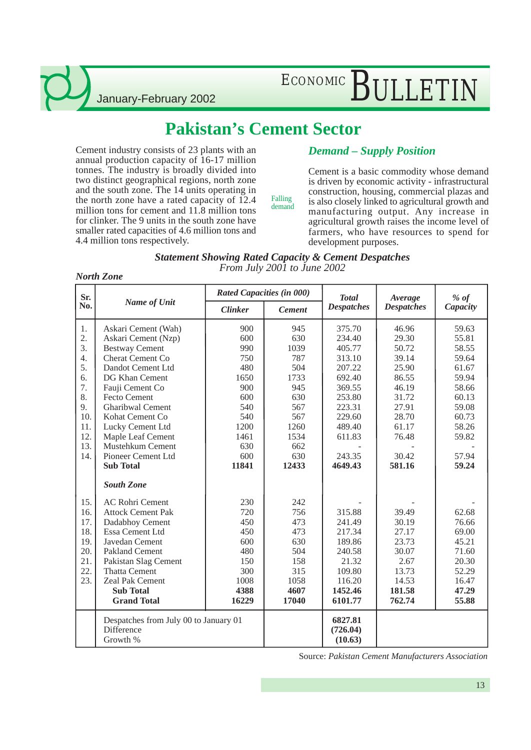# Pakistan's Cement Sector

Cement industry consists of 23 plants with an annual production capacity of 16-17 million tonnes. The industry is broadly divided into two distinct geographical regions, north zone and the south zone. The 14 units operating in the north zone have a rated capacity of 12.4 million tons for cement and 11.8 million tons for clinker. The 9 units in the south zone have smaller rated capacities of 4.6 million tons and 4.4 million tons respectively.

## *Demand – Supply Position*

Falling demand

Cement is a basic commodity whose demand is driven by economic activity - infrastructural construction, housing, commercial plazas and is also closely linked to agricultural growth and manufacturing output. Any increase in agricultural growth raises the income level of farmers, who have resources to spend for development purposes.

***Statement Showing Rated Capacity & Cement Despatches***
*From July 2001 to June 2002*

***North Zone***

| Sr. No. | Name of Unit | Rated Capacities (in 000) | | Total Despatches | Average Despatches | % of Capacity |
|---|---|---|---|---|---|---|
| | | Clinker | Cement | | | |
| 1. | Askari Cement (Wah) | 900 | 945 | 375.70 | 46.96 | 59.63 |
| 2. | Askari Cement (Nzp) | 600 | 630 | 234.40 | 29.30 | 55.81 |
| 3. | Bestway Cement | 990 | 1039 | 405.77 | 50.72 | 58.55 |
| 4. | Cherat Cement Co | 750 | 787 | 313.10 | 39.14 | 59.64 |
| 5. | Dandot Cement Ltd | 480 | 504 | 207.22 | 25.90 | 61.67 |
| 6. | DG Khan Cement | 1650 | 1733 | 692.40 | 86.55 | 59.94 |
| 7. | Fauji Cement Co | 900 | 945 | 369.55 | 46.19 | 58.66 |
| 8. | Fecto Cement | 600 | 630 | 253.80 | 31.72 | 60.13 |
| 9. | Gharibwal Cement | 540 | 567 | 223.31 | 27.91 | 59.08 |
| 10. | Kohat Cement Co | 540 | 567 | 229.60 | 28.70 | 60.73 |
| 11. | Lucky Cement Ltd | 1200 | 1260 | 489.40 | 61.17 | 58.26 |
| 12. | Maple Leaf Cement | 1461 | 1534 | 611.83 | 76.48 | 59.82 |
| 13. | Mustehkum Cement | 630 | 662 | - | - | - |
| 14. | Pioneer Cement Ltd | 600 | 630 | 243.35 | 30.42 | 57.94 |
| | **Sub Total** | **11841** | **12433** | **4649.43** | **581.16** | **59.24** |
| | ***South Zone*** | | | | | |
| 15. | AC Rohri Cement | 230 | 242 | - | - | - |
| 16. | Attock Cement Pak | 720 | 756 | 315.88 | 39.49 | 62.68 |
| 17. | Dadabhoy Cement | 450 | 473 | 241.49 | 30.19 | 76.66 |
| 18. | Essa Cement Ltd | 450 | 473 | 217.34 | 27.17 | 69.00 |
| 19. | Javedan Cement | 600 | 630 | 189.86 | 23.73 | 45.21 |
| 20. | Pakland Cement | 480 | 504 | 240.58 | 30.07 | 71.60 |
| 21. | Pakistan Slag Cement | 150 | 158 | 21.32 | 2.67 | 20.30 |
| 22. | Thatta Cement | 300 | 315 | 109.80 | 13.73 | 52.29 |
| 23. | Zeal Pak Cement | 1008 | 1058 | 116.20 | 14.53 | 16.47 |
| | **Sub Total** | **4388** | **4607** | **1452.46** | **181.58** | **47.29** |
| | **Grand Total** | **16229** | **17040** | **6101.77** | **762.74** | **55.88** |
| | Despatches from July 00 to January 01 | | | **6827.81** | | |
| | Difference | | | **(726.04)** | | |
| | Growth % | | | **(10.63)** | | |

Source: *Pakistan Cement Manufacturers Association*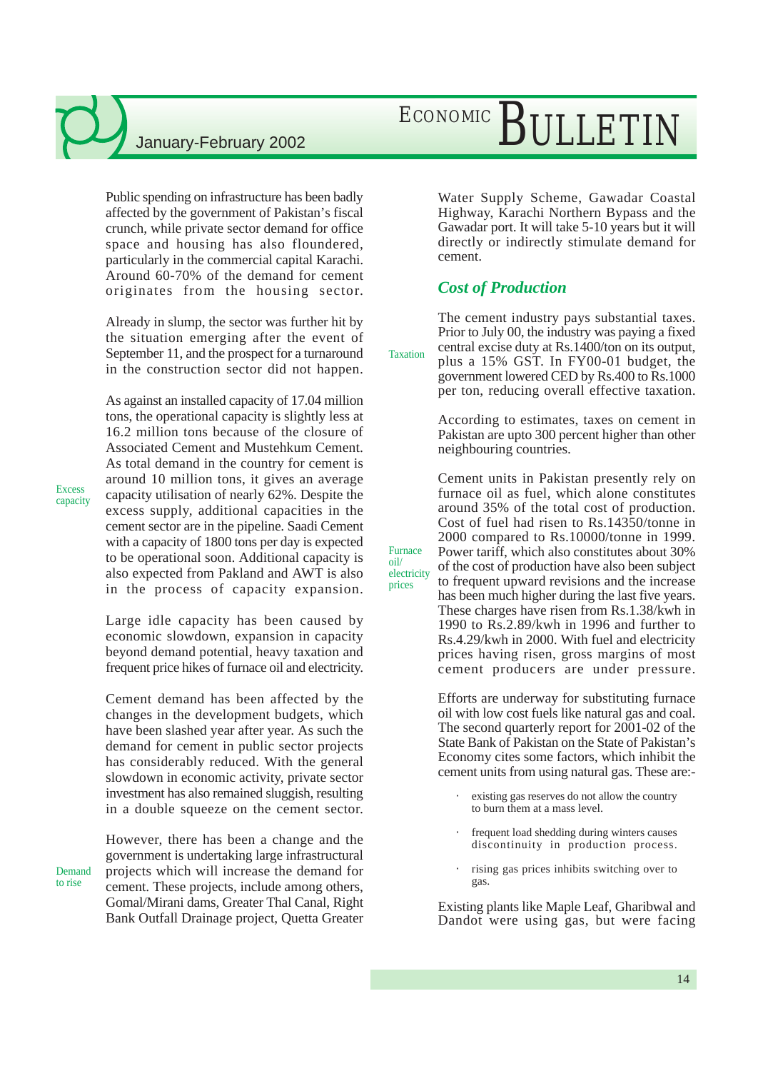Public spending on infrastructure has been badly affected by the government of Pakistan's fiscal crunch, while private sector demand for office space and housing has also floundered, particularly in the commercial capital Karachi. Around 60-70% of the demand for cement originates from the housing sector.

Already in slump, the sector was further hit by the situation emerging after the event of September 11, and the prospect for a turnaround in the construction sector did not happen.

Excess capacity

As against an installed capacity of 17.04 million tons, the operational capacity is slightly less at 16.2 million tons because of the closure of Associated Cement and Mustehkum Cement. As total demand in the country for cement is around 10 million tons, it gives an average capacity utilisation of nearly 62%. Despite the excess supply, additional capacities in the cement sector are in the pipeline. Saadi Cement with a capacity of 1800 tons per day is expected to be operational soon. Additional capacity is also expected from Pakland and AWT is also in the process of capacity expansion.

Large idle capacity has been caused by economic slowdown, expansion in capacity beyond demand potential, heavy taxation and frequent price hikes of furnace oil and electricity.

Cement demand has been affected by the changes in the development budgets, which have been slashed year after year. As such the demand for cement in public sector projects has considerably reduced. With the general slowdown in economic activity, private sector investment has also remained sluggish, resulting in a double squeeze on the cement sector.

Demand to rise

However, there has been a change and the government is undertaking large infrastructural projects which will increase the demand for cement. These projects, include among others, Gomal/Mirani dams, Greater Thal Canal, Right Bank Outfall Drainage project, Quetta Greater Water Supply Scheme, Gawadar Coastal Highway, Karachi Northern Bypass and the Gawadar port. It will take 5-10 years but it will directly or indirectly stimulate demand for cement.

## *Cost of Production*

Taxation

The cement industry pays substantial taxes. Prior to July 00, the industry was paying a fixed central excise duty at Rs.1400/ton on its output, plus a 15% GST. In FY00-01 budget, the government lowered CED by Rs.400 to Rs.1000 per ton, reducing overall effective taxation.

According to estimates, taxes on cement in Pakistan are upto 300 percent higher than other neighbouring countries.

Furnace oil/ electricity prices

Cement units in Pakistan presently rely on furnace oil as fuel, which alone constitutes around 35% of the total cost of production. Cost of fuel had risen to Rs.14350/tonne in 2000 compared to Rs.10000/tonne in 1999. Power tariff, which also constitutes about 30% of the cost of production have also been subject to frequent upward revisions and the increase has been much higher during the last five years. These charges have risen from Rs.1.38/kwh in 1990 to Rs.2.89/kwh in 1996 and further to Rs.4.29/kwh in 2000. With fuel and electricity prices having risen, gross margins of most cement producers are under pressure.

Efforts are underway for substituting furnace oil with low cost fuels like natural gas and coal. The second quarterly report for 2001-02 of the State Bank of Pakistan on the State of Pakistan's Economy cites some factors, which inhibit the cement units from using natural gas. These are:-

- existing gas reserves do not allow the country to burn them at a mass level.
- frequent load shedding during winters causes discontinuity in production process.
- rising gas prices inhibits switching over to gas.

Existing plants like Maple Leaf, Gharibwal and Dandot were using gas, but were facing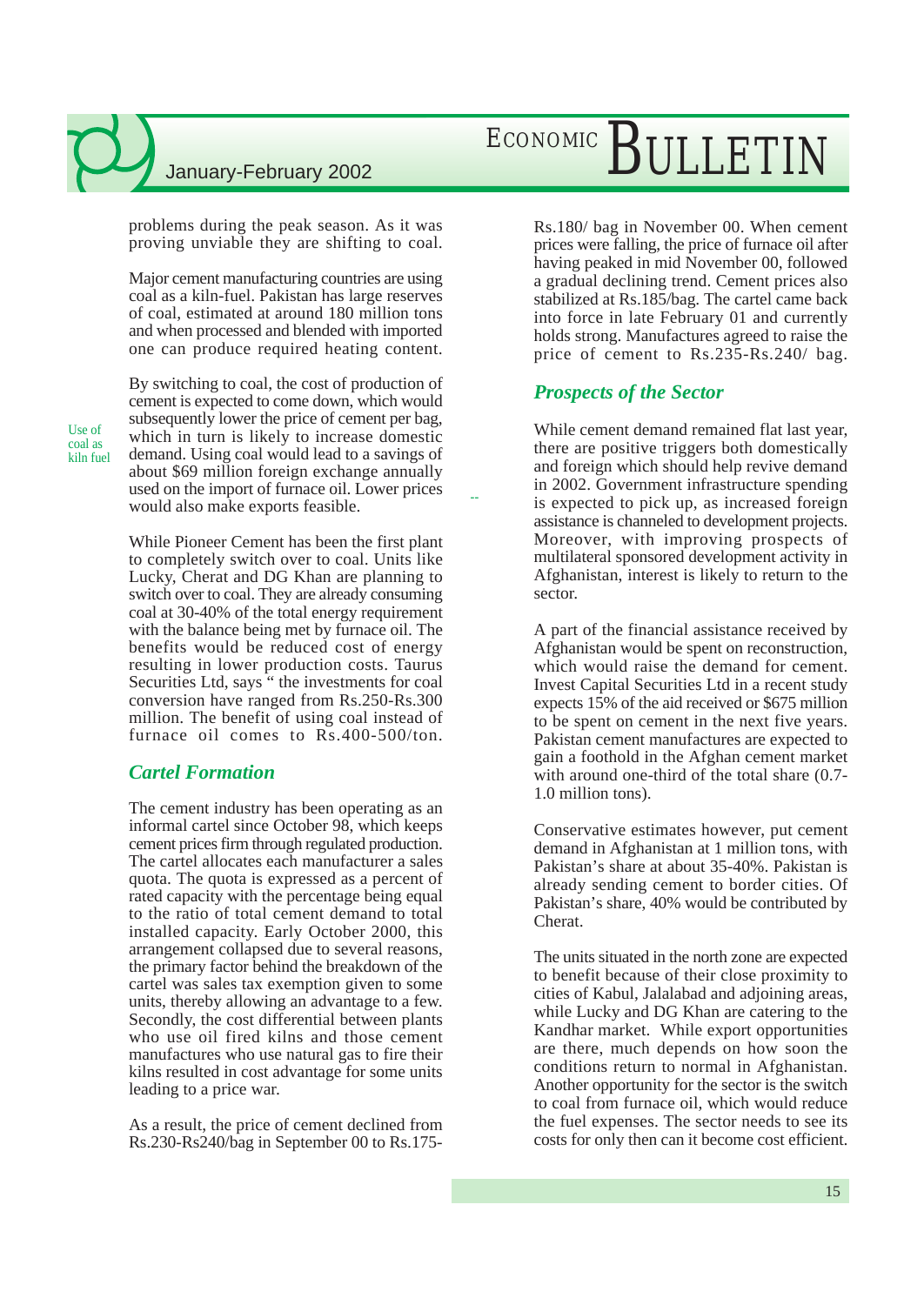problems during the peak season. As it was proving unviable they are shifting to coal.

Major cement manufacturing countries are using coal as a kiln-fuel. Pakistan has large reserves of coal, estimated at around 180 million tons and when processed and blended with imported one can produce required heating content.

Use of coal as kiln fuel

By switching to coal, the cost of production of cement is expected to come down, which would subsequently lower the price of cement per bag, which in turn is likely to increase domestic demand. Using coal would lead to a savings of about $69 million foreign exchange annually used on the import of furnace oil. Lower prices would also make exports feasible.

While Pioneer Cement has been the first plant to completely switch over to coal. Units like Lucky, Cherat and DG Khan are planning to switch over to coal. They are already consuming coal at 30-40% of the total energy requirement with the balance being met by furnace oil. The benefits would be reduced cost of energy resulting in lower production costs. Taurus Securities Ltd, says " the investments for coal conversion have ranged from Rs.250-Rs.300 million. The benefit of using coal instead of furnace oil comes to Rs.400-500/ton.

## *Cartel Formation*

The cement industry has been operating as an informal cartel since October 98, which keeps cement prices firm through regulated production. The cartel allocates each manufacturer a sales quota. The quota is expressed as a percent of rated capacity with the percentage being equal to the ratio of total cement demand to total installed capacity. Early October 2000, this arrangement collapsed due to several reasons, the primary factor behind the breakdown of the cartel was sales tax exemption given to some units, thereby allowing an advantage to a few. Secondly, the cost differential between plants who use oil fired kilns and those cement manufactures who use natural gas to fire their kilns resulted in cost advantage for some units leading to a price war.

As a result, the price of cement declined from Rs.230-Rs240/bag in September 00 to Rs.175-Rs.180/ bag in November 00. When cement prices were falling, the price of furnace oil after having peaked in mid November 00, followed a gradual declining trend. Cement prices also stabilized at Rs.185/bag. The cartel came back into force in late February 01 and currently holds strong. Manufactures agreed to raise the price of cement to Rs.235-Rs.240/ bag.

## *Prospects of the Sector*

While cement demand remained flat last year, there are positive triggers both domestically and foreign which should help revive demand in 2002. Government infrastructure spending is expected to pick up, as increased foreign assistance is channeled to development projects. Moreover, with improving prospects of multilateral sponsored development activity in Afghanistan, interest is likely to return to the sector.

A part of the financial assistance received by Afghanistan would be spent on reconstruction, which would raise the demand for cement. Invest Capital Securities Ltd in a recent study expects 15% of the aid received or $675 million to be spent on cement in the next five years. Pakistan cement manufactures are expected to gain a foothold in the Afghan cement market with around one-third of the total share (0.7-1.0 million tons).

Conservative estimates however, put cement demand in Afghanistan at 1 million tons, with Pakistan's share at about 35-40%. Pakistan is already sending cement to border cities. Of Pakistan's share, 40% would be contributed by Cherat.

The units situated in the north zone are expected to benefit because of their close proximity to cities of Kabul, Jalalabad and adjoining areas, while Lucky and DG Khan are catering to the Kandhar market. While export opportunities are there, much depends on how soon the conditions return to normal in Afghanistan. Another opportunity for the sector is the switch to coal from furnace oil, which would reduce the fuel expenses. The sector needs to see its costs for only then can it become cost efficient.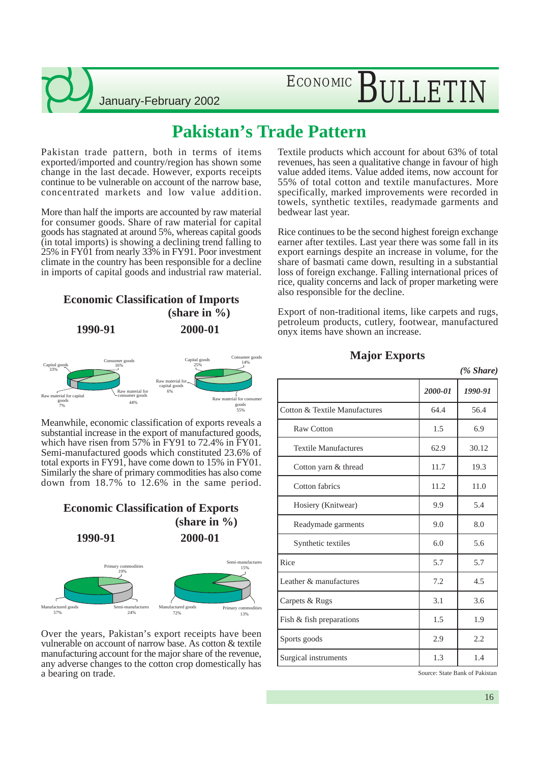# Pakistan's Trade Pattern

Pakistan trade pattern, both in terms of items exported/imported and country/region has shown some change in the last decade. However, exports receipts continue to be vulnerable on account of the narrow base, concentrated markets and low value addition.

More than half the imports are accounted by raw material for consumer goods. Share of raw material for capital goods has stagnated at around 5%, whereas capital goods (in total imports) is showing a declining trend falling to 25% in FY01 from nearly 33% in FY91. Poor investment climate in the country has been responsible for a decline in imports of capital goods and industrial raw material.

### Economic Classification of Imports (share in %)

**1990-91**

Capital goods 33%; Consumer goods 16%; Raw material for consumer goods 44%; Raw material for capital goods 7%

**2000-01**

Capital goods 25%; Consumer goods 14%; Raw material for consumer goods 55%; Raw material for capital goods 6%

Meanwhile, economic classification of exports reveals a substantial increase in the export of manufactured goods, which have risen from 57% in FY91 to 72.4% in FY01. Semi-manufactured goods which constituted 23.6% of total exports in FY91, have come down to 15% in FY01. Similarly the share of primary commodities has also come down from 18.7% to 12.6% in the same period.

### Economic Classification of Exports (share in %)

**1990-91**

Primary commodities 19%; Manufactured goods 57%; Semi-manufactures 24%

**2000-01**

Semi-manufactures 15%; Manufactured goods 72%; Primary commodities 13%

Over the years, Pakistan's export receipts have been vulnerable on account of narrow base. As cotton & textile manufacturing account for the major share of the revenue, any adverse changes to the cotton crop domestically has a bearing on trade.

Textile products which account for about 63% of total revenues, has seen a qualitative change in favour of high value added items. Value added items, now account for 55% of total cotton and textile manufactures. More specifically, marked improvements were recorded in towels, synthetic textiles, readymade garments and bedwear last year.

Rice continues to be the second highest foreign exchange earner after textiles. Last year there was some fall in its export earnings despite an increase in volume, for the share of basmati came down, resulting in a substantial loss of foreign exchange. Falling international prices of rice, quality concerns and lack of proper marketing were also responsible for the decline.

Export of non-traditional items, like carpets and rugs, petroleum products, cutlery, footwear, manufactured onyx items have shown an increase.

### Major Exports

*(% Share)*

| | *2000-01* | *1990-91* |
|---|---|---|
| Cotton & Textile Manufactures | 64.4 | 56.4 |
| Raw Cotton | 1.5 | 6.9 |
| Textile Manufactures | 62.9 | 30.12 |
| Cotton yarn & thread | 11.7 | 19.3 |
| Cotton fabrics | 11.2 | 11.0 |
| Hosiery (Knitwear) | 9.9 | 5.4 |
| Readymade garments | 9.0 | 8.0 |
| Synthetic textiles | 6.0 | 5.6 |
| Rice | 5.7 | 5.7 |
| Leather & manufactures | 7.2 | 4.5 |
| Carpets & Rugs | 3.1 | 3.6 |
| Fish & fish preparations | 1.5 | 1.9 |
| Sports goods | 2.9 | 2.2 |
| Surgical instruments | 1.3 | 1.4 |

Source: State Bank of Pakistan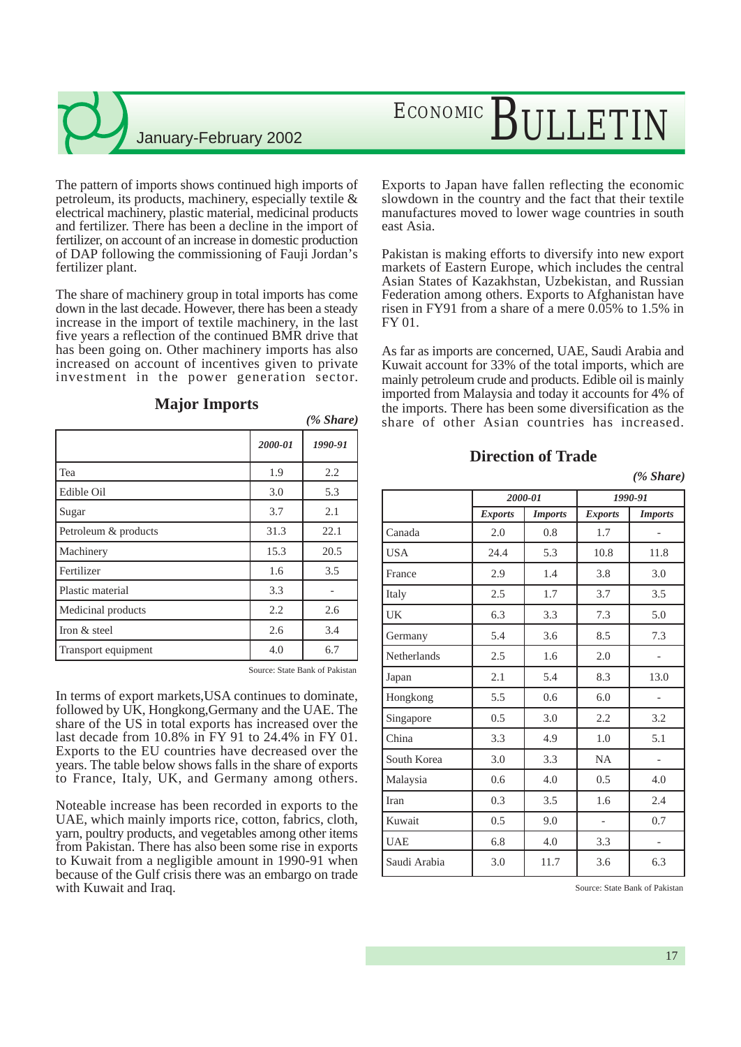The pattern of imports shows continued high imports of petroleum, its products, machinery, especially textile & electrical machinery, plastic material, medicinal products and fertilizer. There has been a decline in the import of fertilizer, on account of an increase in domestic production of DAP following the commissioning of Fauji Jordan's fertilizer plant.

The share of machinery group in total imports has come down in the last decade. However, there has been a steady increase in the import of textile machinery, in the last five years a reflection of the continued BMR drive that has been going on. Other machinery imports has also increased on account of incentives given to private investment in the power generation sector.

### Major Imports

*(% Share)*

| | *2000-01* | *1990-91* |
|---|---|---|
| Tea | 1.9 | 2.2 |
| Edible Oil | 3.0 | 5.3 |
| Sugar | 3.7 | 2.1 |
| Petroleum & products | 31.3 | 22.1 |
| Machinery | 15.3 | 20.5 |
| Fertilizer | 1.6 | 3.5 |
| Plastic material | 3.3 | - |
| Medicinal products | 2.2 | 2.6 |
| Iron & steel | 2.6 | 3.4 |
| Transport equipment | 4.0 | 6.7 |

Source: State Bank of Pakistan

In terms of export markets,USA continues to dominate, followed by UK, Hongkong,Germany and the UAE. The share of the US in total exports has increased over the last decade from 10.8% in FY 91 to 24.4% in FY 01. Exports to the EU countries have decreased over the years. The table below shows falls in the share of exports to France, Italy, UK, and Germany among others.

Noteable increase has been recorded in exports to the UAE, which mainly imports rice, cotton, fabrics, cloth, yarn, poultry products, and vegetables among other items from Pakistan. There has also been some rise in exports to Kuwait from a negligible amount in 1990-91 when because of the Gulf crisis there was an embargo on trade with Kuwait and Iraq.

Exports to Japan have fallen reflecting the economic slowdown in the country and the fact that their textile manufactures moved to lower wage countries in south east Asia.

Pakistan is making efforts to diversify into new export markets of Eastern Europe, which includes the central Asian States of Kazakhstan, Uzbekistan, and Russian Federation among others. Exports to Afghanistan have risen in FY91 from a share of a mere 0.05% to 1.5% in FY 01.

As far as imports are concerned, UAE, Saudi Arabia and Kuwait account for 33% of the total imports, which are mainly petroleum crude and products. Edible oil is mainly imported from Malaysia and today it accounts for 4% of the imports. There has been some diversification as the share of other Asian countries has increased.

### Direction of Trade

*(% Share)*

| | *2000-01* | | *1990-91* | |
|---|---|---|---|---|
| | ***Exports*** | ***Imports*** | ***Exports*** | ***Imports*** |
| Canada | 2.0 | 0.8 | 1.7 | - |
| USA | 24.4 | 5.3 | 10.8 | 11.8 |
| France | 2.9 | 1.4 | 3.8 | 3.0 |
| Italy | 2.5 | 1.7 | 3.7 | 3.5 |
| UK | 6.3 | 3.3 | 7.3 | 5.0 |
| Germany | 5.4 | 3.6 | 8.5 | 7.3 |
| Netherlands | 2.5 | 1.6 | 2.0 | - |
| Japan | 2.1 | 5.4 | 8.3 | 13.0 |
| Hongkong | 5.5 | 0.6 | 6.0 | - |
| Singapore | 0.5 | 3.0 | 2.2 | 3.2 |
| China | 3.3 | 4.9 | 1.0 | 5.1 |
| South Korea | 3.0 | 3.3 | NA | - |
| Malaysia | 0.6 | 4.0 | 0.5 | 4.0 |
| Iran | 0.3 | 3.5 | 1.6 | 2.4 |
| Kuwait | 0.5 | 9.0 | - | 0.7 |
| UAE | 6.8 | 4.0 | 3.3 | - |
| Saudi Arabia | 3.0 | 11.7 | 3.6 | 6.3 |

Source: State Bank of Pakistan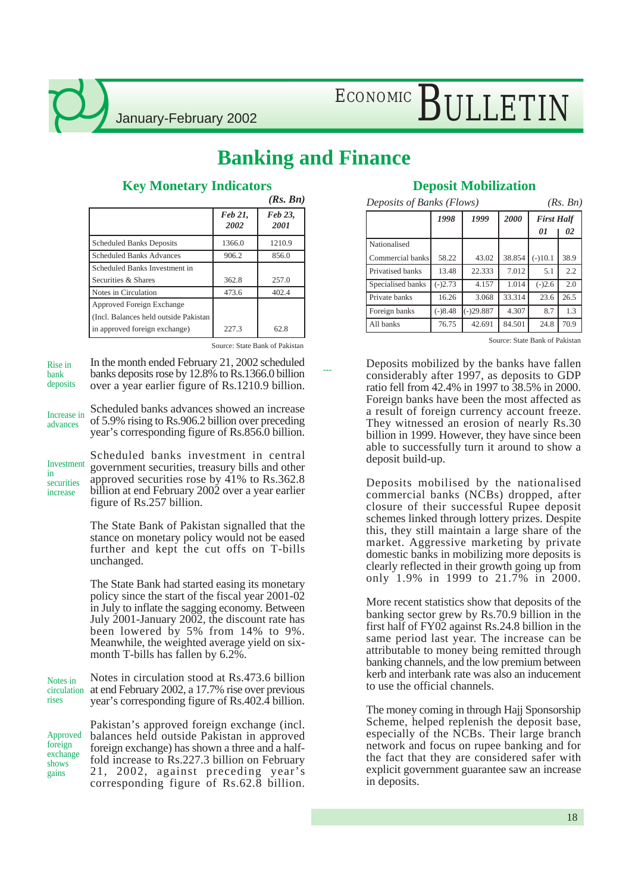# Banking and Finance

## Key Monetary Indicators

*(Rs. Bn)*

| | Feb 21, 2002 | Feb 23, 2001 |
|---|---|---|
| Scheduled Banks Deposits | 1366.0 | 1210.9 |
| Scheduled Banks Advances | 906.2 | 856.0 |
| Scheduled Banks Investment in Securities & Shares | 362.8 | 257.0 |
| Notes in Circulation | 473.6 | 402.4 |
| Approved Foreign Exchange (Incl. Balances held outside Pakistan in approved foreign exchange) | 227.3 | 62.8 |

Source: State Bank of Pakistan

Rise in bank deposits

In the month ended February 21, 2002 scheduled banks deposits rose by 12.8% to Rs.1366.0 billion over a year earlier figure of Rs.1210.9 billion.

Increase in advances

Scheduled banks advances showed an increase of 5.9% rising to Rs.906.2 billion over preceding year's corresponding figure of Rs.856.0 billion.

Investment in securities increase

Scheduled banks investment in central government securities, treasury bills and other approved securities rose by 41% to Rs.362.8 billion at end February 2002 over a year earlier figure of Rs.257 billion.

The State Bank of Pakistan signalled that the stance on monetary policy would not be eased further and kept the cut offs on T-bills unchanged.

The State Bank had started easing its monetary policy since the start of the fiscal year 2001-02 in July to inflate the sagging economy. Between July 2001-January 2002, the discount rate has been lowered by 5% from 14% to 9%. Meanwhile, the weighted average yield on six-month T-bills has fallen by 6.2%.

Notes in circulation rises

Notes in circulation stood at Rs.473.6 billion at end February 2002, a 17.7% rise over previous year's corresponding figure of Rs.402.4 billion.

Approved foreign exchange shows gains

Pakistan's approved foreign exchange (incl. balances held outside Pakistan in approved foreign exchange) has shown a three and a half-fold increase to Rs.227.3 billion on February 21, 2002, against preceding year's corresponding figure of Rs.62.8 billion.

## Deposit Mobilization

*Deposits of Banks (Flows)* *(Rs. Bn)*

| | 1998 | 1999 | 2000 | First Half 01 | First Half 02 |
|---|---|---|---|---|---|
| Nationalised Commercial banks | 58.22 | 43.02 | 38.854 | (-)10.1 | 38.9 |
| Privatised banks | 13.48 | 22.333 | 7.012 | 5.1 | 2.2 |
| Specialised banks | (-)2.73 | 4.157 | 1.014 | (-)2.6 | 2.0 |
| Private banks | 16.26 | 3.068 | 33.314 | 23.6 | 26.5 |
| Foreign banks | (-)8.48 | (-)29.887 | 4.307 | 8.7 | 1.3 |
| All banks | 76.75 | 42.691 | 84.501 | 24.8 | 70.9 |

Source: State Bank of Pakistan

Deposits mobilized by the banks have fallen considerably after 1997, as deposits to GDP ratio fell from 42.4% in 1997 to 38.5% in 2000. Foreign banks have been the most affected as a result of foreign currency account freeze. They witnessed an erosion of nearly Rs.30 billion in 1999. However, they have since been able to successfully turn it around to show a deposit build-up.

Deposits mobilised by the nationalised commercial banks (NCBs) dropped, after closure of their successful Rupee deposit schemes linked through lottery prizes. Despite this, they still maintain a large share of the market. Aggressive marketing by private domestic banks in mobilizing more deposits is clearly reflected in their growth going up from only 1.9% in 1999 to 21.7% in 2000.

More recent statistics show that deposits of the banking sector grew by Rs.70.9 billion in the first half of FY02 against Rs.24.8 billion in the same period last year. The increase can be attributable to money being remitted through banking channels, and the low premium between kerb and interbank rate was also an inducement to use the official channels.

The money coming in through Hajj Sponsorship Scheme, helped replenish the deposit base, especially of the NCBs. Their large branch network and focus on rupee banking and for the fact that they are considered safer with explicit government guarantee saw an increase in deposits.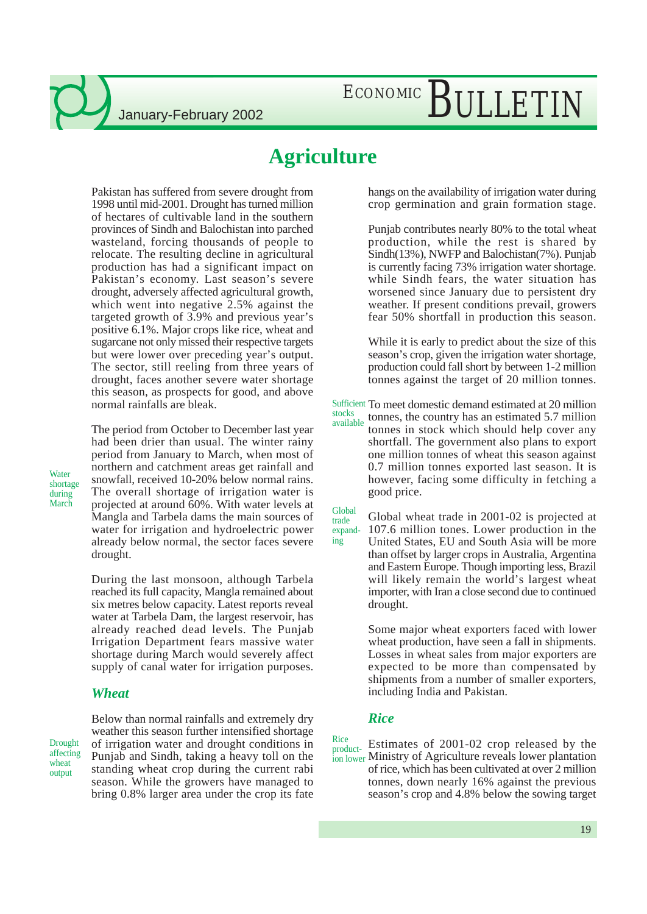# Agriculture

Pakistan has suffered from severe drought from 1998 until mid-2001. Drought has turned million of hectares of cultivable land in the southern provinces of Sindh and Balochistan into parched wasteland, forcing thousands of people to relocate. The resulting decline in agricultural production has had a significant impact on Pakistan's economy. Last season's severe drought, adversely affected agricultural growth, which went into negative 2.5% against the targeted growth of 3.9% and previous year's positive 6.1%. Major crops like rice, wheat and sugarcane not only missed their respective targets but were lower over preceding year's output. The sector, still reeling from three years of drought, faces another severe water shortage this season, as prospects for good, and above normal rainfalls are bleak.

*Water shortage during March*

The period from October to December last year had been drier than usual. The winter rainy period from January to March, when most of northern and catchment areas get rainfall and snowfall, received 10-20% below normal rains. The overall shortage of irrigation water is projected at around 60%. With water levels at Mangla and Tarbela dams the main sources of water for irrigation and hydroelectric power already below normal, the sector faces severe drought.

During the last monsoon, although Tarbela reached its full capacity, Mangla remained about six metres below capacity. Latest reports reveal water at Tarbela Dam, the largest reservoir, has already reached dead levels. The Punjab Irrigation Department fears massive water shortage during March would severely affect supply of canal water for irrigation purposes.

## Wheat

*Drought affecting wheat output*

Below than normal rainfalls and extremely dry weather this season further intensified shortage of irrigation water and drought conditions in Punjab and Sindh, taking a heavy toll on the standing wheat crop during the current rabi season. While the growers have managed to bring 0.8% larger area under the crop its fate hangs on the availability of irrigation water during crop germination and grain formation stage.

Punjab contributes nearly 80% to the total wheat production, while the rest is shared by Sindh(13%), NWFP and Balochistan(7%). Punjab is currently facing 73% irrigation water shortage. while Sindh fears, the water situation has worsened since January due to persistent dry weather. If present conditions prevail, growers fear 50% shortfall in production this season.

While it is early to predict about the size of this season's crop, given the irrigation water shortage, production could fall short by between 1-2 million tonnes against the target of 20 million tonnes.

*Sufficient stocks available*

To meet domestic demand estimated at 20 million tonnes, the country has an estimated 5.7 million tonnes in stock which should help cover any shortfall. The government also plans to export one million tonnes of wheat this season against 0.7 million tonnes exported last season. It is however, facing some difficulty in fetching a good price.

*Global trade expanding*

Global wheat trade in 2001-02 is projected at 107.6 million tones. Lower production in the United States, EU and South Asia will be more than offset by larger crops in Australia, Argentina and Eastern Europe. Though importing less, Brazil will likely remain the world's largest wheat importer, with Iran a close second due to continued drought.

Some major wheat exporters faced with lower wheat production, have seen a fall in shipments. Losses in wheat sales from major exporters are expected to be more than compensated by shipments from a number of smaller exporters, including India and Pakistan.

## Rice

*Rice production lower*

Estimates of 2001-02 crop released by the Ministry of Agriculture reveals lower plantation of rice, which has been cultivated at over 2 million tonnes, down nearly 16% against the previous season's crop and 4.8% below the sowing target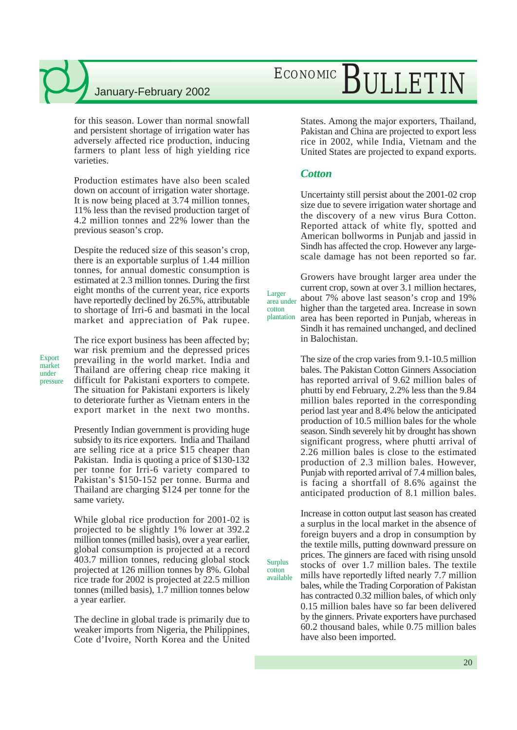for this season. Lower than normal snowfall and persistent shortage of irrigation water has adversely affected rice production, inducing farmers to plant less of high yielding rice varieties.

Production estimates have also been scaled down on account of irrigation water shortage. It is now being placed at 3.74 million tonnes, 11% less than the revised production target of 4.2 million tonnes and 22% lower than the previous season's crop.

Despite the reduced size of this season's crop, there is an exportable surplus of 1.44 million tonnes, for annual domestic consumption is estimated at 2.3 million tonnes. During the first eight months of the current year, rice exports have reportedly declined by 26.5%, attributable to shortage of Irri-6 and basmati in the local market and appreciation of Pak rupee.

*Export market under pressure*

The rice export business has been affected by; war risk premium and the depressed prices prevailing in the world market. India and Thailand are offering cheap rice making it difficult for Pakistani exporters to compete. The situation for Pakistani exporters is likely to deteriorate further as Vietnam enters in the export market in the next two months.

Presently Indian government is providing huge subsidy to its rice exporters. India and Thailand are selling rice at a price $15 cheaper than Pakistan. India is quoting a price of $130-132 per tonne for Irri-6 variety compared to Pakistan's $150-152 per tonne. Burma and Thailand are charging $124 per tonne for the same variety.

While global rice production for 2001-02 is projected to be slightly 1% lower at 392.2 million tonnes (milled basis), over a year earlier, global consumption is projected at a record 403.7 million tonnes, reducing global stock projected at 126 million tonnes by 8%. Global rice trade for 2002 is projected at 22.5 million tonnes (milled basis), 1.7 million tonnes below a year earlier.

The decline in global trade is primarily due to weaker imports from Nigeria, the Philippines, Cote d'Ivoire, North Korea and the United States. Among the major exporters, Thailand, Pakistan and China are projected to export less rice in 2002, while India, Vietnam and the United States are projected to expand exports.

## *Cotton*

Uncertainty still persist about the 2001-02 crop size due to severe irrigation water shortage and the discovery of a new virus Bura Cotton. Reported attack of white fly, spotted and American bollworms in Punjab and jassid in Sindh has affected the crop. However any large-scale damage has not been reported so far.

*Larger area under cotton plantation*

Growers have brought larger area under the current crop, sown at over 3.1 million hectares, about 7% above last season's crop and 19% higher than the targeted area. Increase in sown area has been reported in Punjab, whereas in Sindh it has remained unchanged, and declined in Balochistan.

The size of the crop varies from 9.1-10.5 million bales. The Pakistan Cotton Ginners Association has reported arrival of 9.62 million bales of phutti by end February, 2.2% less than the 9.84 million bales reported in the corresponding period last year and 8.4% below the anticipated production of 10.5 million bales for the whole season. Sindh severely hit by drought has shown significant progress, where phutti arrival of 2.26 million bales is close to the estimated production of 2.3 million bales. However, Punjab with reported arrival of 7.4 million bales, is facing a shortfall of 8.6% against the anticipated production of 8.1 million bales.

*Surplus cotton available*

Increase in cotton output last season has created a surplus in the local market in the absence of foreign buyers and a drop in consumption by the textile mills, putting downward pressure on prices. The ginners are faced with rising unsold stocks of over 1.7 million bales. The textile mills have reportedly lifted nearly 7.7 million bales, while the Trading Corporation of Pakistan has contracted 0.32 million bales, of which only 0.15 million bales have so far been delivered by the ginners. Private exporters have purchased 60.2 thousand bales, while 0.75 million bales have also been imported.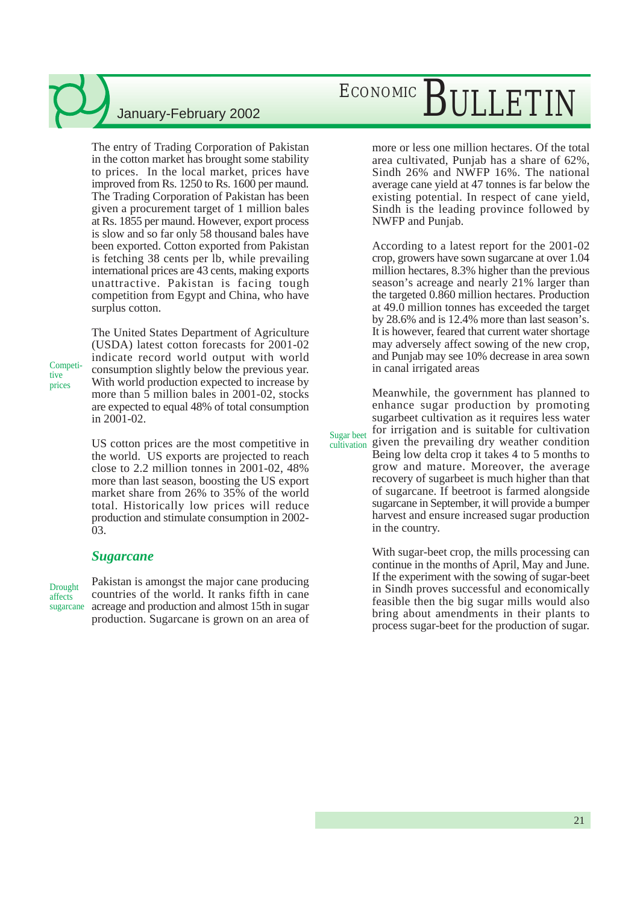The entry of Trading Corporation of Pakistan in the cotton market has brought some stability to prices. In the local market, prices have improved from Rs. 1250 to Rs. 1600 per maund. The Trading Corporation of Pakistan has been given a procurement target of 1 million bales at Rs. 1855 per maund. However, export process is slow and so far only 58 thousand bales have been exported. Cotton exported from Pakistan is fetching 38 cents per lb, while prevailing international prices are 43 cents, making exports unattractive. Pakistan is facing tough competition from Egypt and China, who have surplus cotton.

*Competitive prices*

The United States Department of Agriculture (USDA) latest cotton forecasts for 2001-02 indicate record world output with world consumption slightly below the previous year. With world production expected to increase by more than 5 million bales in 2001-02, stocks are expected to equal 48% of total consumption in 2001-02.

US cotton prices are the most competitive in the world. US exports are projected to reach close to 2.2 million tonnes in 2001-02, 48% more than last season, boosting the US export market share from 26% to 35% of the world total. Historically low prices will reduce production and stimulate consumption in 2002-03.

## *Sugarcane*

*Drought affects sugarcane*

Pakistan is amongst the major cane producing countries of the world. It ranks fifth in cane acreage and production and almost 15th in sugar production. Sugarcane is grown on an area of more or less one million hectares. Of the total area cultivated, Punjab has a share of 62%, Sindh 26% and NWFP 16%. The national average cane yield at 47 tonnes is far below the existing potential. In respect of cane yield, Sindh is the leading province followed by NWFP and Punjab.

According to a latest report for the 2001-02 crop, growers have sown sugarcane at over 1.04 million hectares, 8.3% higher than the previous season's acreage and nearly 21% larger than the targeted 0.860 million hectares. Production at 49.0 million tonnes has exceeded the target by 28.6% and is 12.4% more than last season's. It is however, feared that current water shortage may adversely affect sowing of the new crop, and Punjab may see 10% decrease in area sown in canal irrigated areas

*Sugar beet cultivation*

Meanwhile, the government has planned to enhance sugar production by promoting sugarbeet cultivation as it requires less water for irrigation and is suitable for cultivation given the prevailing dry weather condition Being low delta crop it takes 4 to 5 months to grow and mature. Moreover, the average recovery of sugarbeet is much higher than that of sugarcane. If beetroot is farmed alongside sugarcane in September, it will provide a bumper harvest and ensure increased sugar production in the country.

With sugar-beet crop, the mills processing can continue in the months of April, May and June. If the experiment with the sowing of sugar-beet in Sindh proves successful and economically feasible then the big sugar mills would also bring about amendments in their plants to process sugar-beet for the production of sugar.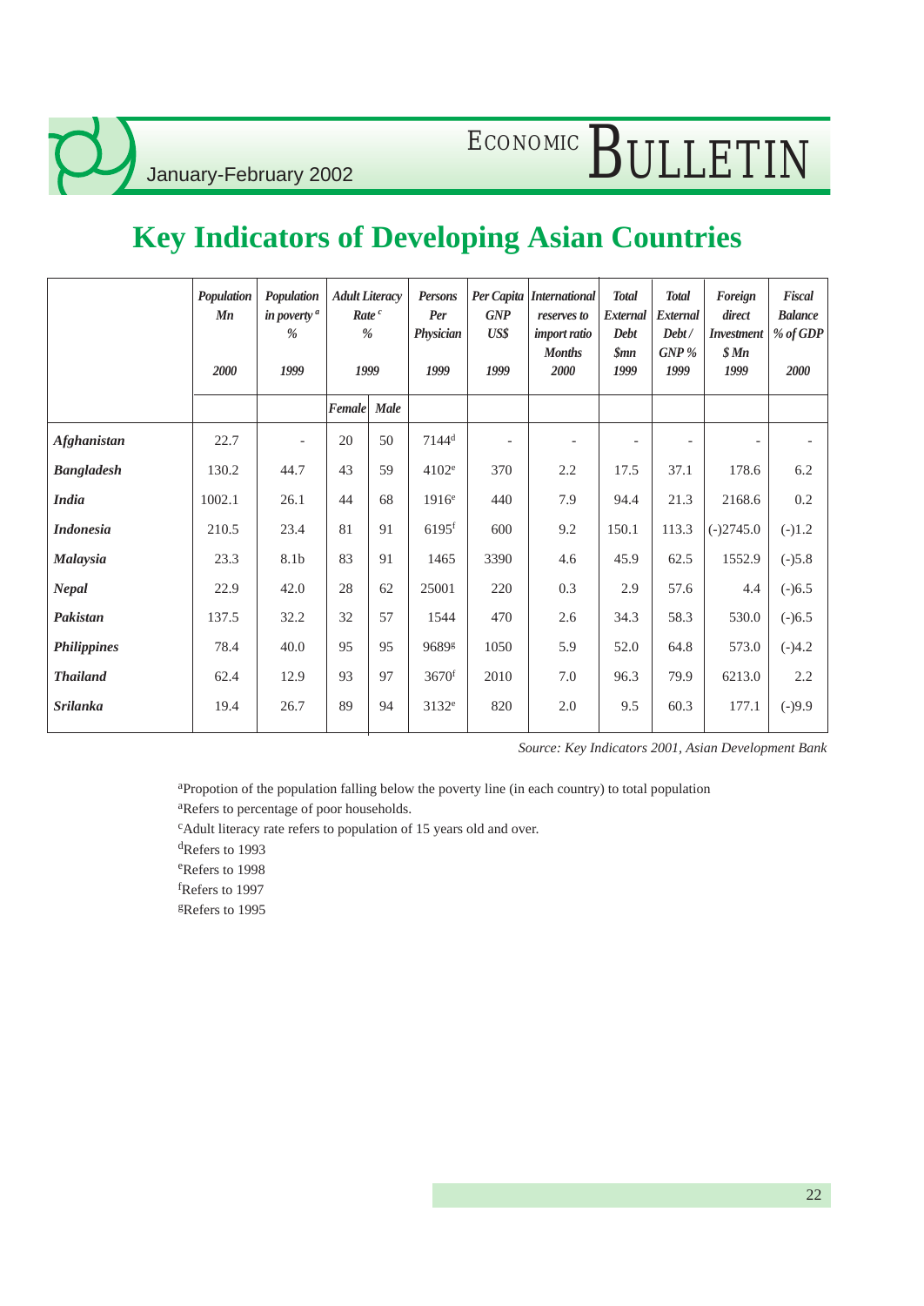# Key Indicators of Developing Asian Countries

| | Population Mn | Population in poverty [a] % | Adult Literacy Rate [c] % | | Persons Per Physician | Per Capita GNP US$ | International reserves to import ratio Months | Total External Debt $mn | Total External Debt / GNP % | Foreign direct Investment $ Mn | Fiscal Balance % of GDP |
|---|---|---|---|---|---|---|---|---|---|---|---|
| | 2000 | 1999 | 1999 | | 1999 | 1999 | 2000 | 1999 | 1999 | 1999 | 2000 |
| | | | Female | Male | | | | | | | |
| ***Afghanistan*** | 22.7 | - | 20 | 50 | 7144[d] | - | - | - | - | - | - |
| ***Bangladesh*** | 130.2 | 44.7 | 43 | 59 | 4102[e] | 370 | 2.2 | 17.5 | 37.1 | 178.6 | 6.2 |
| ***India*** | 1002.1 | 26.1 | 44 | 68 | 1916[e] | 440 | 7.9 | 94.4 | 21.3 | 2168.6 | 0.2 |
| ***Indonesia*** | 210.5 | 23.4 | 81 | 91 | 6195[f] | 600 | 9.2 | 150.1 | 113.3 | (-)2745.0 | (-)1.2 |
| ***Malaysia*** | 23.3 | 8.1b | 83 | 91 | 1465 | 3390 | 4.6 | 45.9 | 62.5 | 1552.9 | (-)5.8 |
| ***Nepal*** | 22.9 | 42.0 | 28 | 62 | 25001 | 220 | 0.3 | 2.9 | 57.6 | 4.4 | (-)6.5 |
| ***Pakistan*** | 137.5 | 32.2 | 32 | 57 | 1544 | 470 | 2.6 | 34.3 | 58.3 | 530.0 | (-)6.5 |
| ***Philippines*** | 78.4 | 40.0 | 95 | 95 | 9689[g] | 1050 | 5.9 | 52.0 | 64.8 | 573.0 | (-)4.2 |
| ***Thailand*** | 62.4 | 12.9 | 93 | 97 | 3670[f] | 2010 | 7.0 | 96.3 | 79.9 | 6213.0 | 2.2 |
| ***Srilanka*** | 19.4 | 26.7 | 89 | 94 | 3132[e] | 820 | 2.0 | 9.5 | 60.3 | 177.1 | (-)9.9 |

*Source: Key Indicators 2001, Asian Development Bank*

[a]Propotion of the population falling below the poverty line (in each country) to total population

[a]Refers to percentage of poor households.

[c]Adult literacy rate refers to population of 15 years old and over.

[d]Refers to 1993

[e]Refers to 1998

[f]Refers to 1997

[g]Refers to 1995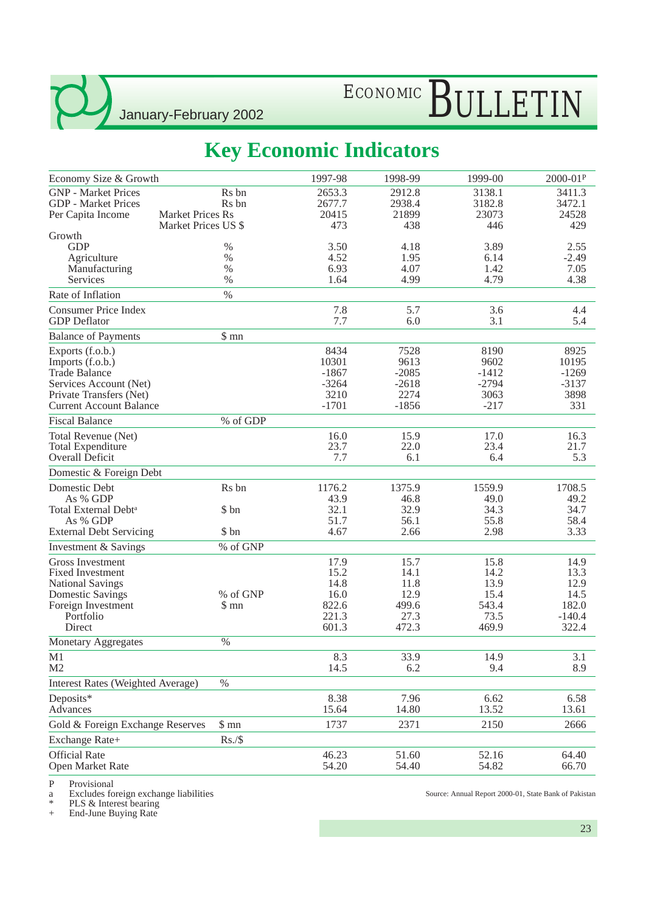# Key Economic Indicators

| Economy Size & Growth | | 1997-98 | 1998-99 | 1999-00 | 2000-01P |
|---|---|---|---|---|---|
| GNP - Market Prices | Rs bn | 2653.3 | 2912.8 | 3138.1 | 3411.3 |
| GDP - Market Prices | Rs bn | 2677.7 | 2938.4 | 3182.8 | 3472.1 |
| Per Capita Income | Market Prices Rs | 20415 | 21899 | 23073 | 24528 |
| | Market Prices US $ | 473 | 438 | 446 | 429 |
| Growth | | | | | |
| GDP | % | 3.50 | 4.18 | 3.89 | 2.55 |
| Agriculture | % | 4.52 | 1.95 | 6.14 | -2.49 |
| Manufacturing | % | 6.93 | 4.07 | 1.42 | 7.05 |
| Services | % | 1.64 | 4.99 | 4.79 | 4.38 |
| **Rate of Inflation** | % | | | | |
| Consumer Price Index | | 7.8 | 5.7 | 3.6 | 4.4 |
| GDP Deflator | | 7.7 | 6.0 | 3.1 | 5.4 |
| **Balance of Payments** | $ mn | | | | |
| Exports (f.o.b.) | | 8434 | 7528 | 8190 | 8925 |
| Imports (f.o.b.) | | 10301 | 9613 | 9602 | 10195 |
| Trade Balance | | -1867 | -2085 | -1412 | -1269 |
| Services Account (Net) | | -3264 | -2618 | -2794 | -3137 |
| Private Transfers (Net) | | 3210 | 2274 | 3063 | 3898 |
| Current Account Balance | | -1701 | -1856 | -217 | 331 |
| **Fiscal Balance** | % of GDP | | | | |
| Total Revenue (Net) | | 16.0 | 15.9 | 17.0 | 16.3 |
| Total Expenditure | | 23.7 | 22.0 | 23.4 | 21.7 |
| Overall Deficit | | 7.7 | 6.1 | 6.4 | 5.3 |
| **Domestic & Foreign Debt** | | | | | |
| Domestic Debt | Rs bn | 1176.2 | 1375.9 | 1559.9 | 1708.5 |
| As % GDP | | 43.9 | 46.8 | 49.0 | 49.2 |
| Total External Debt[a] | $ bn | 32.1 | 32.9 | 34.3 | 34.7 |
| As % GDP | | 51.7 | 56.1 | 55.8 | 58.4 |
| External Debt Servicing | $ bn | 4.67 | 2.66 | 2.98 | 3.33 |
| **Investment & Savings** | % of GNP | | | | |
| Gross Investment | | 17.9 | 15.7 | 15.8 | 14.9 |
| Fixed Investment | | 15.2 | 14.1 | 14.2 | 13.3 |
| National Savings | | 14.8 | 11.8 | 13.9 | 12.9 |
| Domestic Savings | % of GNP | 16.0 | 12.9 | 15.4 | 14.5 |
| Foreign Investment | $ mn | 822.6 | 499.6 | 543.4 | 182.0 |
| Portfolio | | 221.3 | 27.3 | 73.5 | -140.4 |
| Direct | | 601.3 | 472.3 | 469.9 | 322.4 |
| **Monetary Aggregates** | % | | | | |
| M1 | | 8.3 | 33.9 | 14.9 | 3.1 |
| M2 | | 14.5 | 6.2 | 9.4 | 8.9 |
| **Interest Rates (Weighted Average)** | % | | | | |
| Deposits* | | 8.38 | 7.96 | 6.62 | 6.58 |
| Advances | | 15.64 | 14.80 | 13.52 | 13.61 |
| **Gold & Foreign Exchange Reserves** | $ mn | 1737 | 2371 | 2150 | 2666 |
| **Exchange Rate+** | Rs./$ | | | | |
| Official Rate | | 46.23 | 51.60 | 52.16 | 64.40 |
| Open Market Rate | | 54.20 | 54.40 | 54.82 | 66.70 |

P Provisional
a Excludes foreign exchange liabilities
\* PLS & Interest bearing
\+ End-June Buying Rate

Source: Annual Report 2000-01, State Bank of Pakistan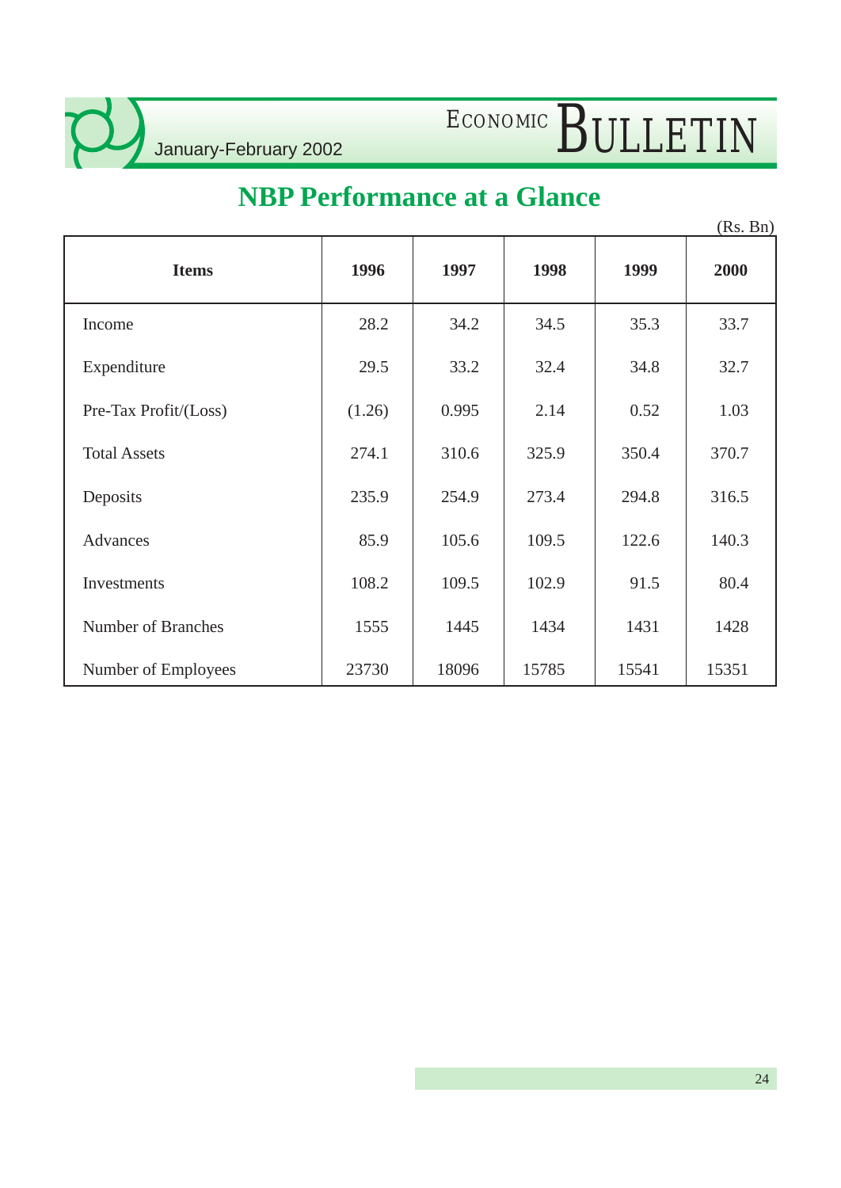## NBP Performance at a Glance

(Rs. Bn)

| Items | 1996 | 1997 | 1998 | 1999 | 2000 |
|---|---|---|---|---|---|
| Income | 28.2 | 34.2 | 34.5 | 35.3 | 33.7 |
| Expenditure | 29.5 | 33.2 | 32.4 | 34.8 | 32.7 |
| Pre-Tax Profit/(Loss) | (1.26) | 0.995 | 2.14 | 0.52 | 1.03 |
| Total Assets | 274.1 | 310.6 | 325.9 | 350.4 | 370.7 |
| Deposits | 235.9 | 254.9 | 273.4 | 294.8 | 316.5 |
| Advances | 85.9 | 105.6 | 109.5 | 122.6 | 140.3 |
| Investments | 108.2 | 109.5 | 102.9 | 91.5 | 80.4 |
| Number of Branches | 1555 | 1445 | 1434 | 1431 | 1428 |
| Number of Employees | 23730 | 18096 | 15785 | 15541 | 15351 |